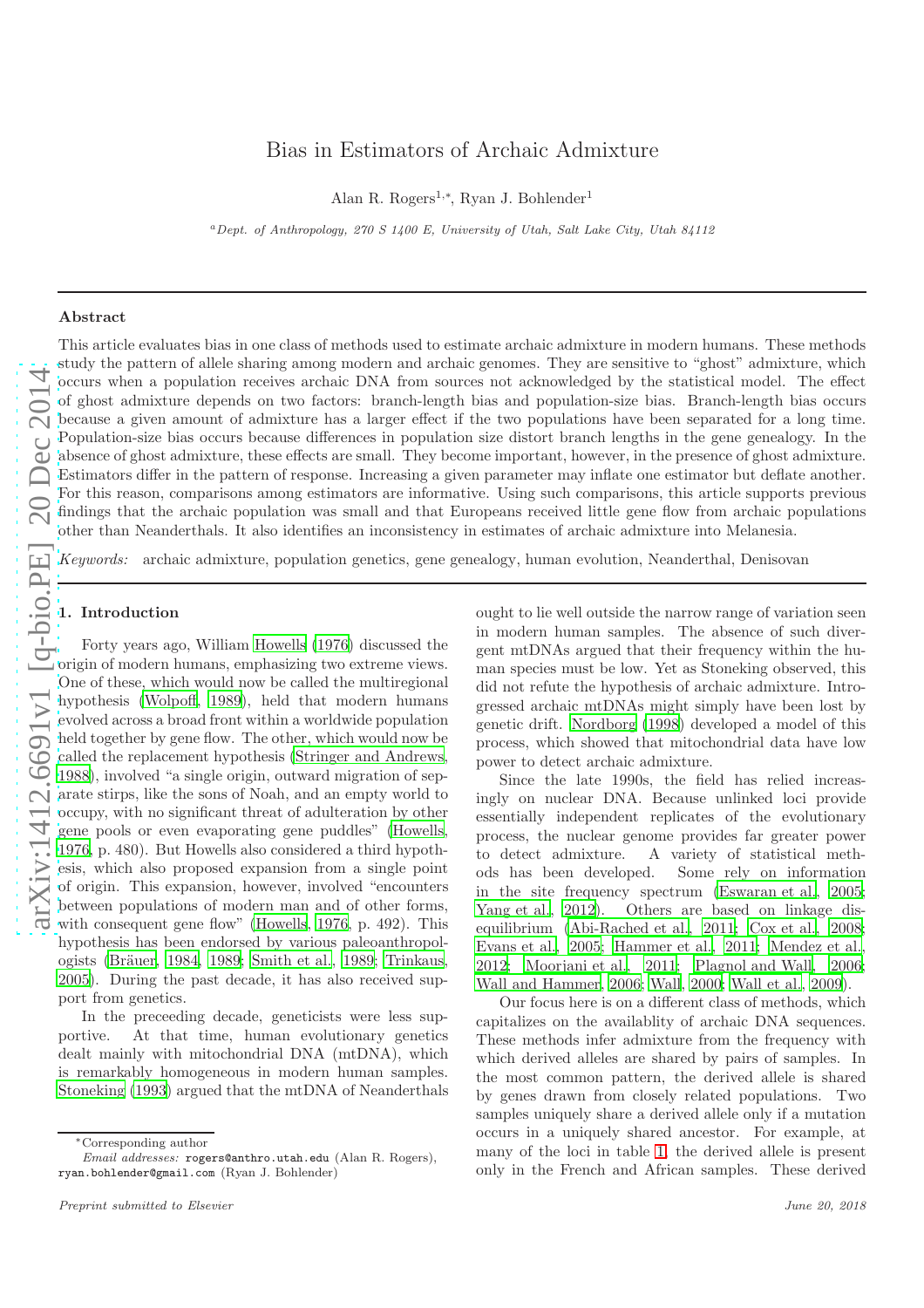# Bias in Estimators of Archaic Admixture

Alan R. Rogers[1,*], Ryan J. Bohlender[1]

[a] *Dept. of Anthropology, 270 S 1400 E, University of Utah, Salt Lake City, Utah 84112*

## Abstract

This article evaluates bias in one class of methods used to estimate archaic admixture in modern humans. These methods study the pattern of allele sharing among modern and archaic genomes. They are sensitive to "ghost" admixture, which occurs when a population receives archaic DNA from sources not acknowledged by the statistical model. The effect of ghost admixture depends on two factors: branch-length bias and population-size bias. Branch-length bias occurs because a given amount of admixture has a larger effect if the two populations have been separated for a long time. Population-size bias occurs because differences in population size distort branch lengths in the gene genealogy. In the absence of ghost admixture, these effects are small. They become important, however, in the presence of ghost admixture. Estimators differ in the pattern of response. Increasing a given parameter may inflate one estimator but deflate another. For this reason, comparisons among estimators are informative. Using such comparisons, this article supports previous findings that the archaic population was small and that Europeans received little gene flow from archaic populations other than Neanderthals. It also identifies an inconsistency in estimates of archaic admixture into Melanesia.

*Keywords:* archaic admixture, population genetics, gene genealogy, human evolution, Neanderthal, Denisovan

## 1. Introduction

Forty years ago, William Howells (1976) discussed the origin of modern humans, emphasizing two extreme views. One of these, which would now be called the multiregional hypothesis (Wolpoff, 1989), held that modern humans evolved across a broad front within a worldwide population held together by gene flow. The other, which would now be called the replacement hypothesis (Stringer and Andrews, 1988), involved "a single origin, outward migration of separate stirps, like the sons of Noah, and an empty world to occupy, with no significant threat of adulteration by other gene pools or even evaporating gene puddles" (Howells, 1976, p. 480). But Howells also considered a third hypothesis, which also proposed expansion from a single point of origin. This expansion, however, involved "encounters between populations of modern man and of other forms, with consequent gene flow" (Howells, 1976, p. 492). This hypothesis has been endorsed by various paleoanthropologists (Bräuer, 1984, 1989; Smith et al., 1989; Trinkaus, 2005). During the past decade, it has also received support from genetics.

In the preceeding decade, geneticists were less supportive. At that time, human evolutionary genetics dealt mainly with mitochondrial DNA (mtDNA), which is remarkably homogeneous in modern human samples. Stoneking (1993) argued that the mtDNA of Neanderthals ought to lie well outside the narrow range of variation seen in modern human samples. The absence of such divergent mtDNAs argued that their frequency within the human species must be low. Yet as Stoneking observed, this did not refute the hypothesis of archaic admixture. Introgressed archaic mtDNAs might simply have been lost by genetic drift. Nordborg (1998) developed a model of this process, which showed that mitochondrial data have low power to detect archaic admixture.

Since the late 1990s, the field has relied increasingly on nuclear DNA. Because unlinked loci provide essentially independent replicates of the evolutionary process, the nuclear genome provides far greater power to detect admixture. A variety of statistical methods has been developed. Some rely on information in the site frequency spectrum (Eswaran et al., 2005; Yang et al., 2012). Others are based on linkage disequilibrium (Abi-Rached et al., 2011; Cox et al., 2008; Evans et al., 2005; Hammer et al., 2011; Mendez et al., 2012; Moorjani et al., 2011; Plagnol and Wall, 2006; Wall and Hammer, 2006; Wall, 2000; Wall et al., 2009).

Our focus here is on a different class of methods, which capitalizes on the availablity of archaic DNA sequences. These methods infer admixture from the frequency with which derived alleles are shared by pairs of samples. In the most common pattern, the derived allele is shared by genes drawn from closely related populations. Two samples uniquely share a derived allele only if a mutation occurs in a uniquely shared ancestor. For example, at many of the loci in table 1, the derived allele is present only in the French and African samples. These derived

---

*Corresponding author

*Email addresses:* rogers@anthro.utah.edu (Alan R. Rogers), ryan.bohlender@gmail.com (Ryan J. Bohlender)

Preprint submitted to Elsevier — June 20, 2018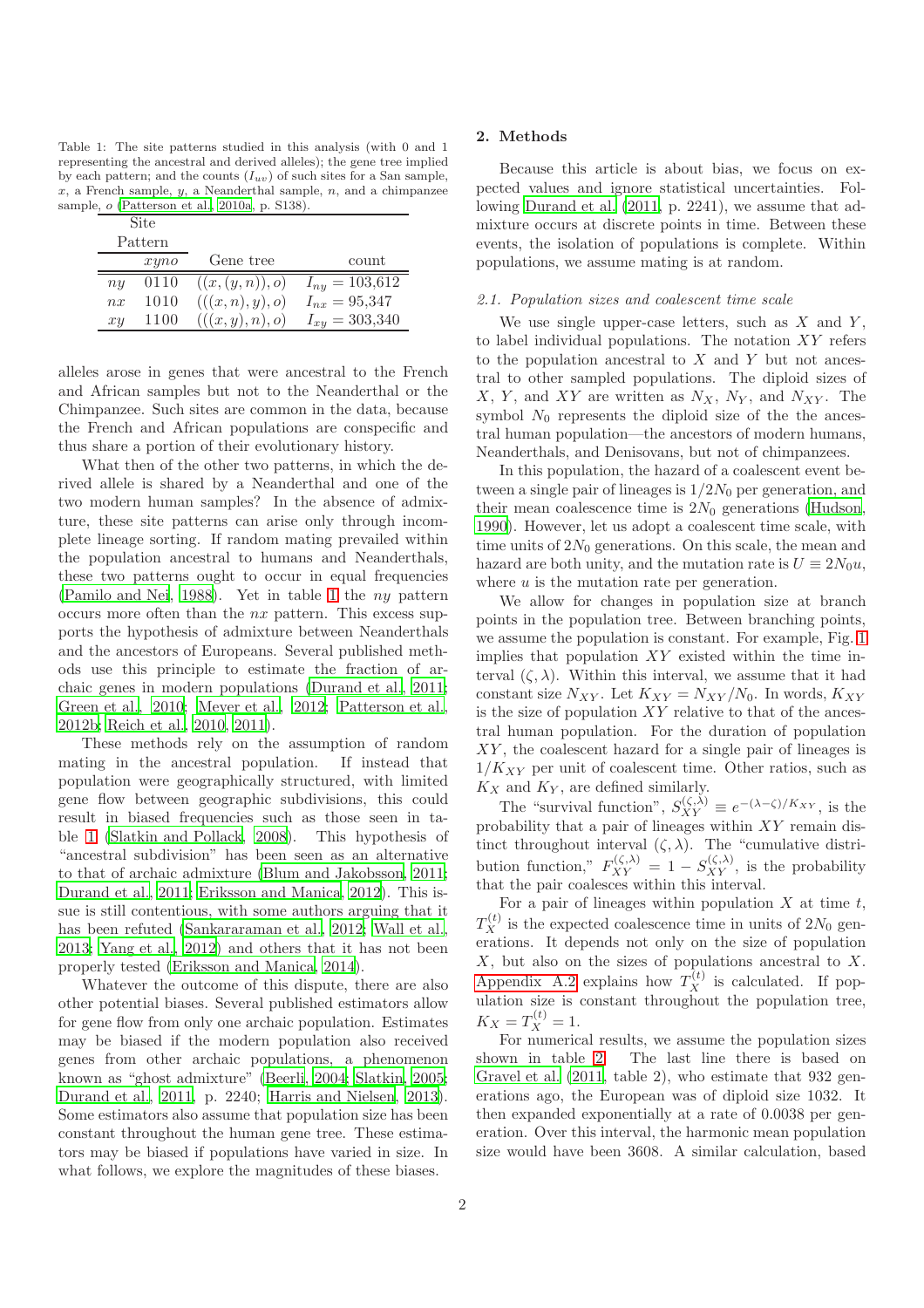Table 1: The site patterns studied in this analysis (with 0 and 1 representing the ancestral and derived alleles); the gene tree implied by each pattern; and the counts ($I_{uv}$) of such sites for a San sample, $x$, a French sample, $y$, a Neanderthal sample, $n$, and a chimpanzee sample, $o$ (Patterson et al., 2010a, p. S138).

| Site Pattern | | Gene tree | count |
|---|---|---|---|
| | *xyno* | | |
| $ny$ | 0110 | $((x,(y,n)),o)$ | $I_{ny} = 103{,}612$ |
| $nx$ | 1010 | $(((x,n),y),o)$ | $I_{nx} = 95{,}347$ |
| $xy$ | 1100 | $(((x,y),n),o)$ | $I_{xy} = 303{,}340$ |

alleles arose in genes that were ancestral to the French and African samples but not to the Neanderthal or the Chimpanzee. Such sites are common in the data, because the French and African populations are conspecific and thus share a portion of their evolutionary history.

What then of the other two patterns, in which the derived allele is shared by a Neanderthal and one of the two modern human samples? In the absence of admixture, these site patterns can arise only through incomplete lineage sorting. If random mating prevailed within the population ancestral to humans and Neanderthals, these two patterns ought to occur in equal frequencies (Pamilo and Nei, 1988). Yet in table 1 the $ny$ pattern occurs more often than the $nx$ pattern. This excess supports the hypothesis of admixture between Neanderthals and the ancestors of Europeans. Several published methods use this principle to estimate the fraction of archaic genes in modern populations (Durand et al., 2011; Green et al., 2010; Meyer et al., 2012; Patterson et al., 2012b; Reich et al., 2010, 2011).

These methods rely on the assumption of random mating in the ancestral population. If instead that population were geographically structured, with limited gene flow between geographic subdivisions, this could result in biased frequencies such as those seen in table 1 (Slatkin and Pollack, 2008). This hypothesis of "ancestral subdivision" has been seen as an alternative to that of archaic admixture (Blum and Jakobsson, 2011; Durand et al., 2011; Eriksson and Manica, 2012). This issue is still contentious, with some authors arguing that it has been refuted (Sankararaman et al., 2012; Wall et al., 2013; Yang et al., 2012) and others that it has not been properly tested (Eriksson and Manica, 2014).

Whatever the outcome of this dispute, there are also other potential biases. Several published estimators allow for gene flow from only one archaic population. Estimates may be biased if the modern population also received genes from other archaic populations, a phenomenon known as "ghost admixture" (Beerli, 2004; Slatkin, 2005; Durand et al., 2011, p. 2240; Harris and Nielsen, 2013). Some estimators also assume that population size has been constant throughout the human gene tree. These estimators may be biased if populations have varied in size. In what follows, we explore the magnitudes of these biases.

## 2. Methods

Because this article is about bias, we focus on expected values and ignore statistical uncertainties. Following Durand et al. (2011, p. 2241), we assume that admixture occurs at discrete points in time. Between these events, the isolation of populations is complete. Within populations, we assume mating is at random.

### 2.1. Population sizes and coalescent time scale

We use single upper-case letters, such as $X$ and $Y$, to label individual populations. The notation $XY$ refers to the population ancestral to $X$ and $Y$ but not ancestral to other sampled populations. The diploid sizes of $X$, $Y$, and $XY$ are written as $N_X$, $N_Y$, and $N_{XY}$. The symbol $N_0$ represents the diploid size of the the ancestral human population—the ancestors of modern humans, Neanderthals, and Denisovans, but not of chimpanzees.

In this population, the hazard of a coalescent event between a single pair of lineages is $1/2N_0$ per generation, and their mean coalescence time is $2N_0$ generations (Hudson, 1990). However, let us adopt a coalescent time scale, with time units of $2N_0$ generations. On this scale, the mean and hazard are both unity, and the mutation rate is $U \equiv 2N_0u$, where $u$ is the mutation rate per generation.

We allow for changes in population size at branch points in the population tree. Between branching points, we assume the population is constant. For example, Fig. 1 implies that population $XY$ existed within the time interval $(\zeta, \lambda)$. Within this interval, we assume that it had constant size $N_{XY}$. Let $K_{XY} = N_{XY}/N_0$. In words, $K_{XY}$ is the size of population $XY$ relative to that of the ancestral human population. For the duration of population $XY$, the coalescent hazard for a single pair of lineages is $1/K_{XY}$ per unit of coalescent time. Other ratios, such as $K_X$ and $K_Y$, are defined similarly.

The "survival function", $S_{XY}^{(\zeta,\lambda)} \equiv e^{-(\lambda-\zeta)/K_{XY}}$, is the probability that a pair of lineages within $XY$ remain distinct throughout interval $(\zeta, \lambda)$. The "cumulative distribution function," $F_{XY}^{(\zeta,\lambda)} = 1 - S_{XY}^{(\zeta,\lambda)}$, is the probability that the pair coalesces within this interval.

For a pair of lineages within population $X$ at time $t$, $T_X^{(t)}$ is the expected coalescence time in units of $2N_0$ generations. It depends not only on the size of population $X$, but also on the sizes of populations ancestral to $X$. Appendix A.2 explains how $T_X^{(t)}$ is calculated. If population size is constant throughout the population tree, $K_X = T_X^{(t)} = 1$.

For numerical results, we assume the population sizes shown in table 2. The last line there is based on Gravel et al. (2011, table 2), who estimate that 932 generations ago, the European was of diploid size 1032. It then expanded exponentially at a rate of 0.0038 per generation. Over this interval, the harmonic mean population size would have been 3608. A similar calculation, based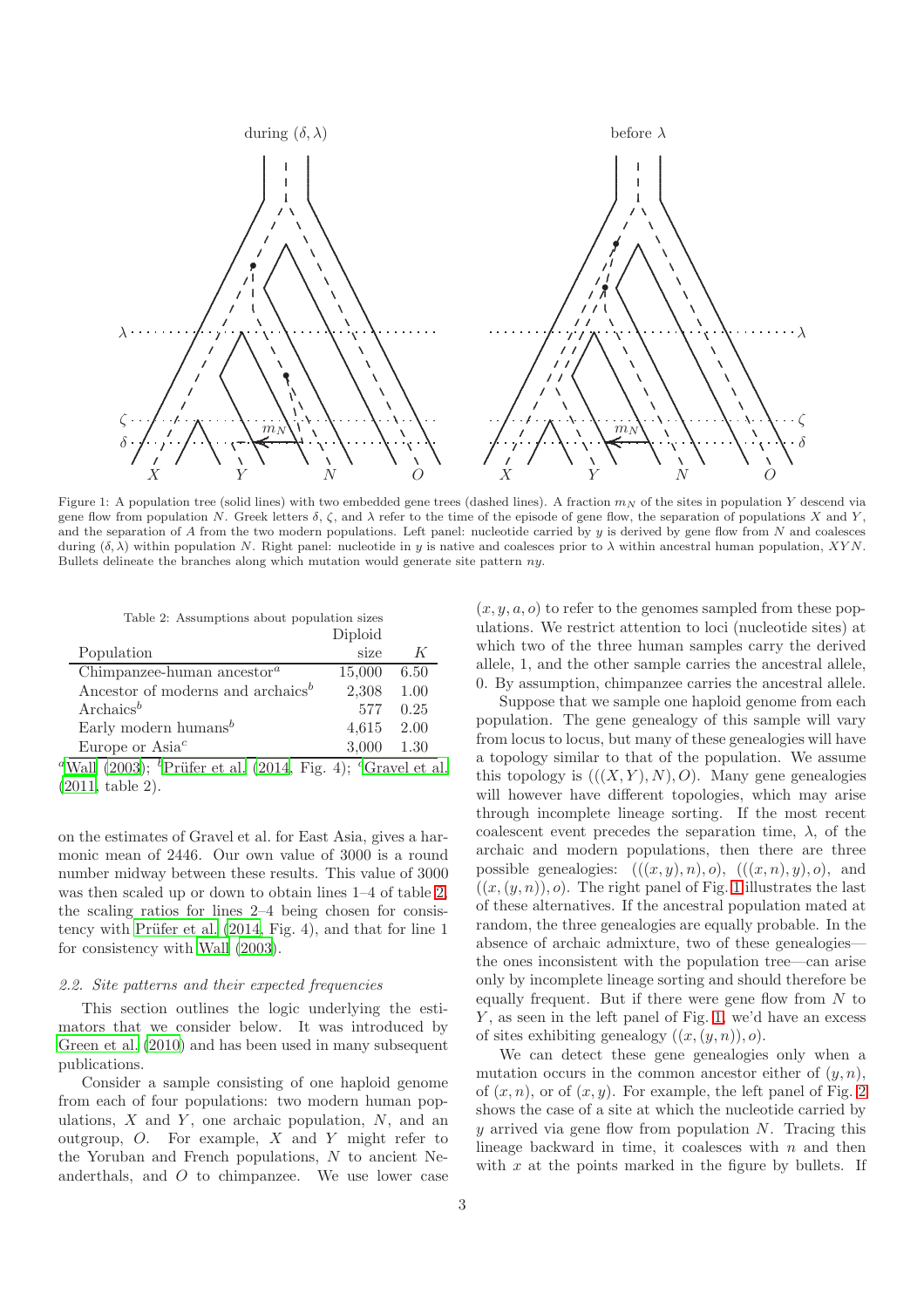Figure 1: A population tree (solid lines) with two embedded gene trees (dashed lines). A fraction $m_N$ of the sites in population $Y$ descend via gene flow from population $N$. Greek letters $\delta$, $\zeta$, and $\lambda$ refer to the time of the episode of gene flow, the separation of populations $X$ and $Y$, and the separation of $A$ from the two modern populations. Left panel: nucleotide carried by $y$ is derived by gene flow from $N$ and coalesces during $(\delta, \lambda)$ within population $N$. Right panel: nucleotide in $y$ is native and coalesces prior to $\lambda$ within ancestral human population, $XYN$. Bullets delineate the branches along which mutation would generate site pattern $ny$.

Table 2: Assumptions about population sizes

| Population | Diploid size | $K$ |
|---|---|---|
| Chimpanzee-human ancestor[a] | 15,000 | 6.50 |
| Ancestor of moderns and archaics[b] | 2,308 | 1.00 |
| Archaics[b] | 577 | 0.25 |
| Early modern humans[b] | 4,615 | 2.00 |
| Europe or Asia[c] | 3,000 | 1.30 |

[a] Wall (2003); [b] Prüfer et al. (2014, Fig. 4); [c] Gravel et al. (2011, table 2).

on the estimates of Gravel et al. for East Asia, gives a harmonic mean of 2446. Our own value of 3000 is a round number midway between these results. This value of 3000 was then scaled up or down to obtain lines 1–4 of table 2, the scaling ratios for lines 2–4 being chosen for consistency with Prüfer et al. (2014, Fig. 4), and that for line 1 for consistency with Wall (2003).

### 2.2. Site patterns and their expected frequencies

This section outlines the logic underlying the estimators that we consider below. It was introduced by Green et al. (2010) and has been used in many subsequent publications.

Consider a sample consisting of one haploid genome from each of four populations: two modern human populations, $X$ and $Y$, one archaic population, $N$, and an outgroup, $O$. For example, $X$ and $Y$ might refer to the Yoruban and French populations, $N$ to ancient Neanderthals, and $O$ to chimpanzee. We use lower case $(x, y, a, o)$ to refer to the genomes sampled from these populations. We restrict attention to loci (nucleotide sites) at which two of the three human samples carry the derived allele, 1, and the other sample carries the ancestral allele, 0. By assumption, chimpanzee carries the ancestral allele.

Suppose that we sample one haploid genome from each population. The gene genealogy of this sample will vary from locus to locus, but many of these genealogies will have a topology similar to that of the population. We assume this topology is $(((X, Y), N), O)$. Many gene genealogies will however have different topologies, which may arise through incomplete lineage sorting. If the most recent coalescent event precedes the separation time, $\lambda$, of the archaic and modern populations, then there are three possible genealogies: $(((x, y), n), o)$, $(((x, n), y), o)$, and $((x, (y, n)), o)$. The right panel of Fig. 1 illustrates the last of these alternatives. If the ancestral population mated at random, the three genealogies are equally probable. In the absence of archaic admixture, two of these genealogies—the ones inconsistent with the population tree—can arise only by incomplete lineage sorting and should therefore be equally frequent. But if there were gene flow from $N$ to $Y$, as seen in the left panel of Fig. 1, we'd have an excess of sites exhibiting genealogy $((x, (y, n)), o)$.

We can detect these gene genealogies only when a mutation occurs in the common ancestor either of $(y, n)$, of $(x, n)$, or of $(x, y)$. For example, the left panel of Fig. 2 shows the case of a site at which the nucleotide carried by $y$ arrived via gene flow from population $N$. Tracing this lineage backward in time, it coalesces with $n$ and then with $x$ at the points marked in the figure by bullets. If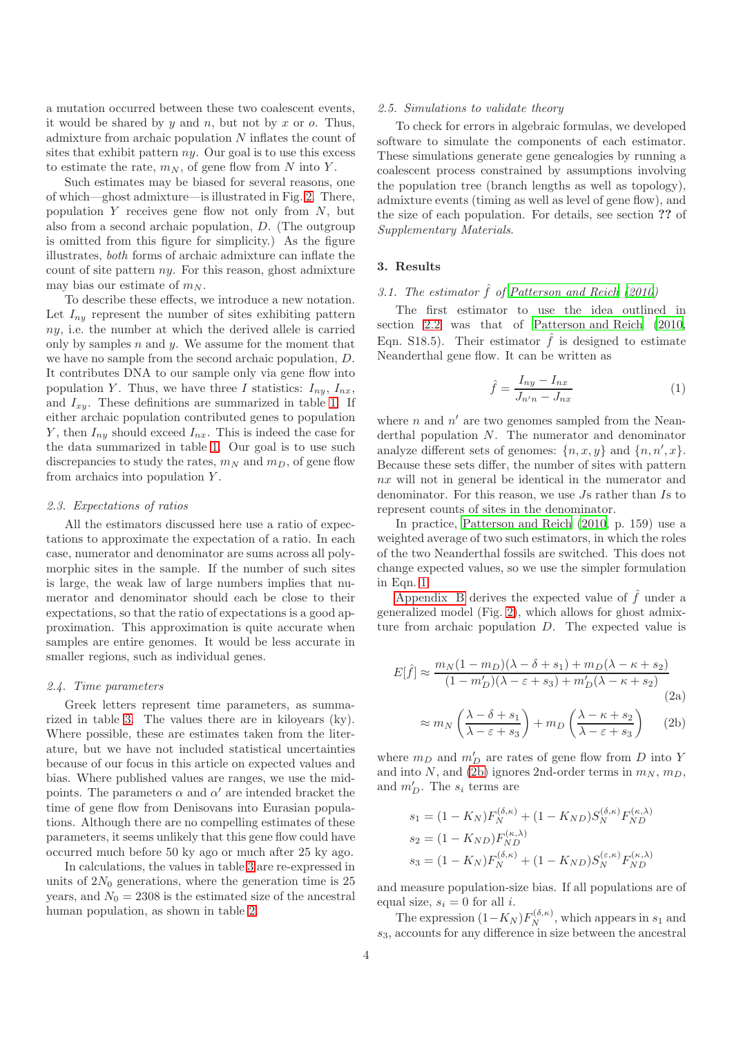a mutation occurred between these two coalescent events, it would be shared by $y$ and $n$, but not by $x$ or $o$. Thus, admixture from archaic population $N$ inflates the count of sites that exhibit pattern $ny$. Our goal is to use this excess to estimate the rate, $m_N$, of gene flow from $N$ into $Y$.

Such estimates may be biased for several reasons, one of which—ghost admixture—is illustrated in Fig. 2. There, population $Y$ receives gene flow not only from $N$, but also from a second archaic population, $D$. (The outgroup is omitted from this figure for simplicity.) As the figure illustrates, *both* forms of archaic admixture can inflate the count of site pattern $ny$. For this reason, ghost admixture may bias our estimate of $m_N$.

To describe these effects, we introduce a new notation. Let $I_{ny}$ represent the number of sites exhibiting pattern $ny$, i.e. the number at which the derived allele is carried only by samples $n$ and $y$. We assume for the moment that we have no sample from the second archaic population, $D$. It contributes DNA to our sample only via gene flow into population $Y$. Thus, we have three $I$ statistics: $I_{ny}$, $I_{nx}$, and $I_{xy}$. These definitions are summarized in table 1. If either archaic population contributed genes to population $Y$, then $I_{ny}$ should exceed $I_{nx}$. This is indeed the case for the data summarized in table 1. Our goal is to use such discrepancies to study the rates, $m_N$ and $m_D$, of gene flow from archaics into population $Y$.

### 2.3. Expectations of ratios

All the estimators discussed here use a ratio of expectations to approximate the expectation of a ratio. In each case, numerator and denominator are sums across all polymorphic sites in the sample. If the number of such sites is large, the weak law of large numbers implies that numerator and denominator should each be close to their expectations, so that the ratio of expectations is a good approximation. This approximation is quite accurate when samples are entire genomes. It would be less accurate in smaller regions, such as individual genes.

### 2.4. Time parameters

Greek letters represent time parameters, as summarized in table 3. The values there are in kiloyears (ky). Where possible, these are estimates taken from the literature, but we have not included statistical uncertainties because of our focus in this article on expected values and bias. Where published values are ranges, we use the midpoints. The parameters $\alpha$ and $\alpha'$ are intended bracket the time of gene flow from Denisovans into Eurasian populations. Although there are no compelling estimates of these parameters, it seems unlikely that this gene flow could have occurred much before 50 ky ago or much after 25 ky ago.

In calculations, the values in table 3 are re-expressed in units of $2N_0$ generations, where the generation time is 25 years, and $N_0 = 2308$ is the estimated size of the ancestral human population, as shown in table 2.

### 2.5. Simulations to validate theory

To check for errors in algebraic formulas, we developed software to simulate the components of each estimator. These simulations generate gene genealogies by running a coalescent process constrained by assumptions involving the population tree (branch lengths as well as topology), admixture events (timing as well as level of gene flow), and the size of each population. For details, see section ?? of *Supplementary Materials*.

## 3. Results

### 3.1. The estimator $\hat{f}$ of Patterson and Reich (2010)

The first estimator to use the idea outlined in section 2.2 was that of Patterson and Reich (2010, Eqn. S18.5). Their estimator $\hat{f}$ is designed to estimate Neanderthal gene flow. It can be written as

$$\hat{f} = \frac{I_{ny} - I_{nx}}{J_{n'n} - J_{nx}} \tag{1}$$

where $n$ and $n'$ are two genomes sampled from the Neanderthal population $N$. The numerator and denominator analyze different sets of genomes: $\{n, x, y\}$ and $\{n, n', x\}$. Because these sets differ, the number of sites with pattern $nx$ will not in general be identical in the numerator and denominator. For this reason, we use $J$s rather than $I$s to represent counts of sites in the denominator.

In practice, Patterson and Reich (2010, p. 159) use a weighted average of two such estimators, in which the roles of the two Neanderthal fossils are switched. This does not change expected values, so we use the simpler formulation in Eqn. 1.

Appendix B derives the expected value of $\hat{f}$ under a generalized model (Fig. 2), which allows for ghost admixture from archaic population $D$. The expected value is

$$E[\hat{f}] \approx \frac{m_N(1 - m_D)(\lambda - \delta + s_1) + m_D(\lambda - \kappa + s_2)}{(1 - m'_D)(\lambda - \varepsilon + s_3) + m'_D(\lambda - \kappa + s_2)} \tag{2a}$$

$$\approx m_N\left(\frac{\lambda - \delta + s_1}{\lambda - \varepsilon + s_3}\right) + m_D\left(\frac{\lambda - \kappa + s_2}{\lambda - \varepsilon + s_3}\right) \tag{2b}$$

where $m_D$ and $m'_D$ are rates of gene flow from $D$ into $Y$ and into $N$, and (2b) ignores 2nd-order terms in $m_N$, $m_D$, and $m'_D$. The $s_i$ terms are

$$s_1 = (1 - K_N)F_N^{(\delta,\kappa)} + (1 - K_{ND})S_N^{(\delta,\kappa)}F_{ND}^{(\kappa,\lambda)}$$
$$s_2 = (1 - K_{ND})F_{ND}^{(\kappa,\lambda)}$$
$$s_3 = (1 - K_N)F_N^{(\delta,\kappa)} + (1 - K_{ND})S_N^{(\varepsilon,\kappa)}F_{ND}^{(\kappa,\lambda)}$$

and measure population-size bias. If all populations are of equal size, $s_i = 0$ for all $i$.

The expression $(1 - K_N)F_N^{(\delta,\kappa)}$, which appears in $s_1$ and $s_3$, accounts for any difference in size between the ancestral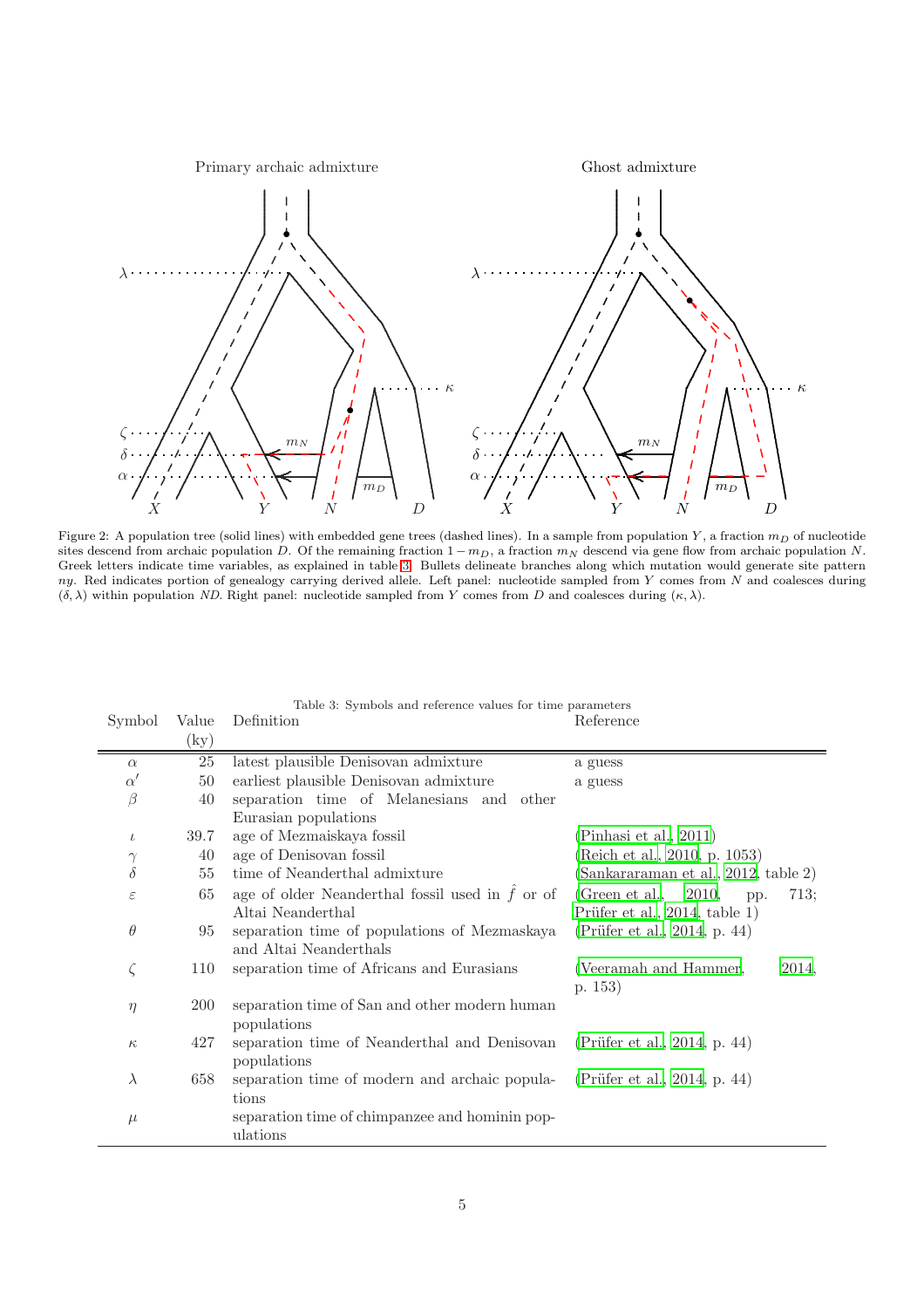Figure 2: A population tree (solid lines) with embedded gene trees (dashed lines). In a sample from population $Y$, a fraction $m_D$ of nucleotide sites descend from archaic population $D$. Of the remaining fraction $1 - m_D$, a fraction $m_N$ descend via gene flow from archaic population $N$. Greek letters indicate time variables, as explained in table 3. Bullets delineate branches along which mutation would generate site pattern $ny$. Red indicates portion of genealogy carrying derived allele. Left panel: nucleotide sampled from $Y$ comes from $N$ and coalesces during $(\delta, \lambda)$ within population $ND$. Right panel: nucleotide sampled from $Y$ comes from $D$ and coalesces during $(\kappa, \lambda)$.

Table 3: Symbols and reference values for time parameters

| Symbol | Value (ky) | Definition | Reference |
|---|---|---|---|
| $\alpha$ | 25 | latest plausible Denisovan admixture | a guess |
| $\alpha'$ | 50 | earliest plausible Denisovan admixture | a guess |
| $\beta$ | 40 | separation time of Melanesians and other Eurasian populations | |
| $\iota$ | 39.7 | age of Mezmaiskaya fossil | (Pinhasi et al., 2011) |
| $\gamma$ | 40 | age of Denisovan fossil | (Reich et al., 2010, p. 1053) |
| $\delta$ | 55 | time of Neanderthal admixture | (Sankararaman et al., 2012, table 2) |
| $\varepsilon$ | 65 | age of older Neanderthal fossil used in $\hat{f}$ or of Altai Neanderthal | (Green et al., 2010, pp. 713; Prüfer et al., 2014, table 1) |
| $\theta$ | 95 | separation time of populations of Mezmaskaya and Altai Neanderthals | (Prüfer et al., 2014, p. 44) |
| $\zeta$ | 110 | separation time of Africans and Eurasians | (Veeramah and Hammer, 2014, p. 153) |
| $\eta$ | 200 | separation time of San and other modern human populations | |
| $\kappa$ | 427 | separation time of Neanderthal and Denisovan populations | (Prüfer et al., 2014, p. 44) |
| $\lambda$ | 658 | separation time of modern and archaic populations | (Prüfer et al., 2014, p. 44) |
| $\mu$ | | separation time of chimpanzee and hominin populations | |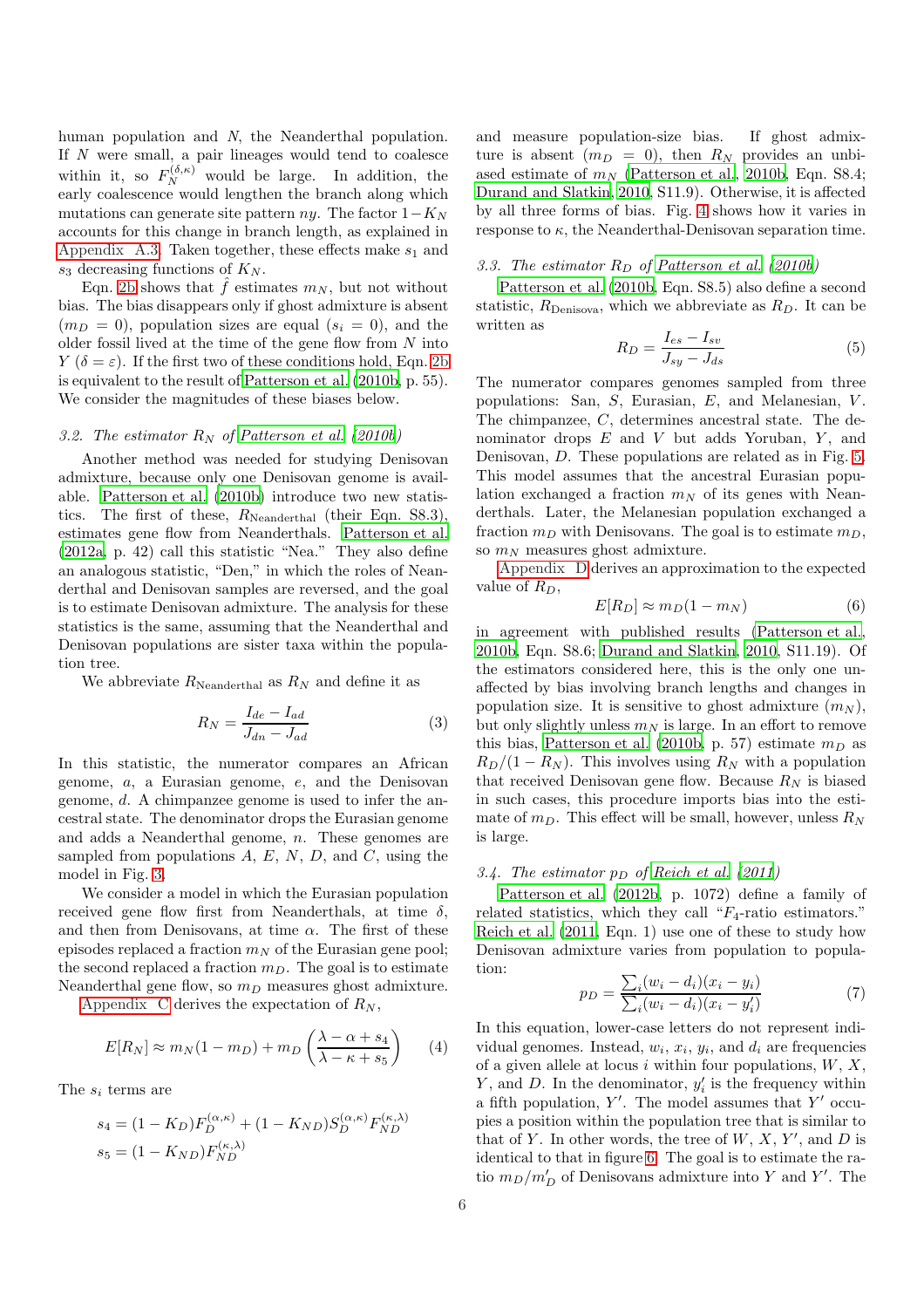human population and $N$, the Neanderthal population. If $N$ were small, a pair lineages would tend to coalesce within it, so $F_N^{(\delta,\kappa)}$ would be large. In addition, the early coalescence would lengthen the branch along which mutations can generate site pattern $ny$. The factor $1-K_N$ accounts for this change in branch length, as explained in Appendix A.3. Taken together, these effects make $s_1$ and $s_3$ decreasing functions of $K_N$.

Eqn. 2b shows that $\hat{f}$ estimates $m_N$, but not without bias. The bias disappears only if ghost admixture is absent ($m_D = 0$), population sizes are equal ($s_i = 0$), and the older fossil lived at the time of the gene flow from $N$ into $Y$ ($\delta = \varepsilon$). If the first two of these conditions hold, Eqn. 2b is equivalent to the result of Patterson et al. (2010b, p. 55). We consider the magnitudes of these biases below.

### 3.2. The estimator $R_N$ of Patterson et al. (2010b)

Another method was needed for studying Denisovan admixture, because only one Denisovan genome is available. Patterson et al. (2010b) introduce two new statistics. The first of these, $R_{\text{Neanderthal}}$ (their Eqn. S8.3), estimates gene flow from Neanderthals. Patterson et al. (2012a, p. 42) call this statistic "Nea." They also define an analogous statistic, "Den," in which the roles of Neanderthal and Denisovan samples are reversed, and the goal is to estimate Denisovan admixture. The analysis for these statistics is the same, assuming that the Neanderthal and Denisovan populations are sister taxa within the population tree.

We abbreviate $R_{\text{Neanderthal}}$ as $R_N$ and define it as

$$R_N = \frac{I_{de} - I_{ad}}{J_{dn} - J_{ad}} \tag{3}$$

In this statistic, the numerator compares an African genome, $a$, a Eurasian genome, $e$, and the Denisovan genome, $d$. A chimpanzee genome is used to infer the ancestral state. The denominator drops the Eurasian genome and adds a Neanderthal genome, $n$. These genomes are sampled from populations $A$, $E$, $N$, $D$, and $C$, using the model in Fig. 3.

We consider a model in which the Eurasian population received gene flow first from Neanderthals, at time $\delta$, and then from Denisovans, at time $\alpha$. The first of these episodes replaced a fraction $m_N$ of the Eurasian gene pool; the second replaced a fraction $m_D$. The goal is to estimate Neanderthal gene flow, so $m_D$ measures ghost admixture.

Appendix C derives the expectation of $R_N$,

$$E[R_N] \approx m_N(1 - m_D) + m_D \left( \frac{\lambda - \alpha + s_4}{\lambda - \kappa + s_5} \right) \tag{4}$$

The $s_i$ terms are

$$s_4 = (1 - K_D)F_D^{(\alpha,\kappa)} + (1 - K_{ND})S_D^{(\alpha,\kappa)} F_{ND}^{(\kappa,\lambda)}$$
$$s_5 = (1 - K_{ND})F_{ND}^{(\kappa,\lambda)}$$

and measure population-size bias. If ghost admixture is absent ($m_D = 0$), then $R_N$ provides an unbiased estimate of $m_N$ (Patterson et al., 2010b, Eqn. S8.4; Durand and Slatkin, 2010, S11.9). Otherwise, it is affected by all three forms of bias. Fig. 4 shows how it varies in response to $\kappa$, the Neanderthal-Denisovan separation time.

### 3.3. The estimator $R_D$ of Patterson et al. (2010b)

Patterson et al. (2010b, Eqn. S8.5) also define a second statistic, $R_{\text{Denisova}}$, which we abbreviate as $R_D$. It can be written as

$$R_D = \frac{I_{es} - I_{sv}}{J_{sy} - J_{ds}} \tag{5}$$

The numerator compares genomes sampled from three populations: San, $S$, Eurasian, $E$, and Melanesian, $V$. The chimpanzee, $C$, determines ancestral state. The denominator drops $E$ and $V$ but adds Yoruban, $Y$, and Denisovan, $D$. These populations are related as in Fig. 5. This model assumes that the ancestral Eurasian population exchanged a fraction $m_N$ of its genes with Neanderthals. Later, the Melanesian population exchanged a fraction $m_D$ with Denisovans. The goal is to estimate $m_D$, so $m_N$ measures ghost admixture.

Appendix D derives an approximation to the expected value of $R_D$,

$$E[R_D] \approx m_D(1 - m_N) \tag{6}$$

in agreement with published results (Patterson et al., 2010b, Eqn. S8.6; Durand and Slatkin, 2010, S11.19). Of the estimators considered here, this is the only one unaffected by bias involving branch lengths and changes in population size. It is sensitive to ghost admixture ($m_N$), but only slightly unless $m_N$ is large. In an effort to remove this bias, Patterson et al. (2010b, p. 57) estimate $m_D$ as $R_D/(1 - R_N)$. This involves using $R_N$ with a population that received Denisovan gene flow. Because $R_N$ is biased in such cases, this procedure imports bias into the estimate of $m_D$. This effect will be small, however, unless $R_N$ is large.

### 3.4. The estimator $p_D$ of Reich et al. (2011)

Patterson et al. (2012b, p. 1072) define a family of related statistics, which they call "$F_4$-ratio estimators." Reich et al. (2011, Eqn. 1) use one of these to study how Denisovan admixture varies from population to population:

$$p_D = \frac{\sum_i (w_i - d_i)(x_i - y_i)}{\sum_i (w_i - d_i)(x_i - y_i')} \tag{7}$$

In this equation, lower-case letters do not represent individual genomes. Instead, $w_i$, $x_i$, $y_i$, and $d_i$ are frequencies of a given allele at locus $i$ within four populations, $W$, $X$, $Y$, and $D$. In the denominator, $y_i'$ is the frequency within a fifth population, $Y'$. The model assumes that $Y'$ occupies a position within the population tree that is similar to that of $Y$. In other words, the tree of $W$, $X$, $Y'$, and $D$ is identical to that in figure 6. The goal is to estimate the ratio $m_D/m_D'$ of Denisovans admixture into $Y$ and $Y'$. The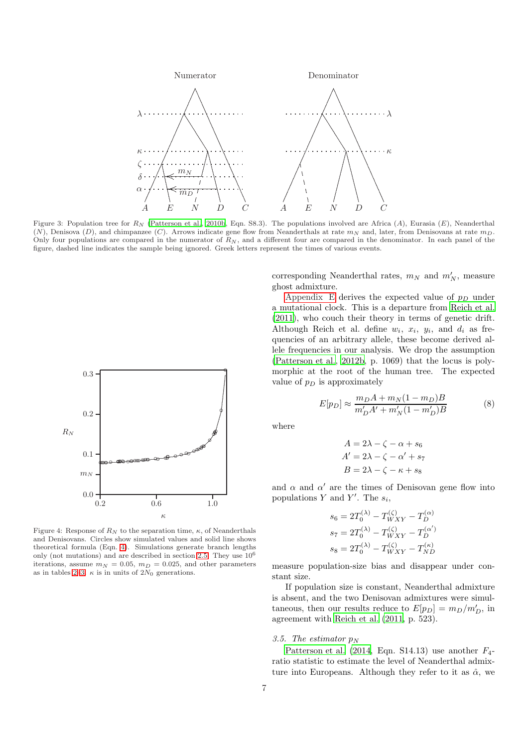Figure 3: Population tree for $R_N$ (Patterson et al., 2010b, Eqn. S8.3). The populations involved are Africa ($A$), Eurasia ($E$), Neanderthal ($N$), Denisova ($D$), and chimpanzee ($C$). Arrows indicate gene flow from Neanderthals at rate $m_N$ and, later, from Denisovans at rate $m_D$. Only four populations are compared in the numerator of $R_N$, and a different four are compared in the denominator. In each panel of the figure, dashed line indicates the sample being ignored. Greek letters represent the times of various events.

Figure 4: Response of $R_N$ to the separation time, $\kappa$, of Neanderthals and Denisovans. Circles show simulated values and solid line shows theoretical formula (Eqn. 4). Simulations generate branch lengths only (not mutations) and are described in section 2.5. They use $10^6$ iterations, assume $m_N = 0.05$, $m_D = 0.025$, and other parameters as in tables 2–3. $\kappa$ is in units of $2N_0$ generations.

corresponding Neanderthal rates, $m_N$ and $m'_N$, measure ghost admixture.

Appendix E derives the expected value of $p_D$ under a mutational clock. This is a departure from Reich et al. (2011), who couch their theory in terms of genetic drift. Although Reich et al. define $w_i$, $x_i$, $y_i$, and $d_i$ as frequencies of an arbitrary allele, these become derived allele frequencies in our analysis. We drop the assumption (Patterson et al., 2012b, p. 1069) that the locus is polymorphic at the root of the human tree. The expected value of $p_D$ is approximately

$$E[p_D] \approx \frac{m_D A + m_N(1 - m_D)B}{m'_D A' + m'_N(1 - m'_D)B} \tag{8}$$

where

$$A = 2\lambda - \zeta - \alpha + s_6$$
$$A' = 2\lambda - \zeta - \alpha' + s_7$$
$$B = 2\lambda - \zeta - \kappa + s_8$$

and $\alpha$ and $\alpha'$ are the times of Denisovan gene flow into populations $Y$ and $Y'$. The $s_i$,

$$s_6 = 2T_0^{(\lambda)} - T_{WXY}^{(\zeta)} - T_D^{(\alpha)}$$
$$s_7 = 2T_0^{(\lambda)} - T_{WXY}^{(\zeta)} - T_D^{(\alpha')}$$
$$s_8 = 2T_0^{(\lambda)} - T_{WXY}^{(\zeta)} - T_{ND}^{(\kappa)}$$

measure population-size bias and disappear under constant size.

If population size is constant, Neanderthal admixture is absent, and the two Denisovan admixtures were simultaneous, then our results reduce to $E[p_D] = m_D/m'_D$, in agreement with Reich et al. (2011, p. 523).

### 3.5. The estimator $p_N$

Patterson et al. (2014, Eqn. S14.13) use another $F_4$-ratio statistic to estimate the level of Neanderthal admixture into Europeans. Although they refer to it as $\hat{\alpha}$, we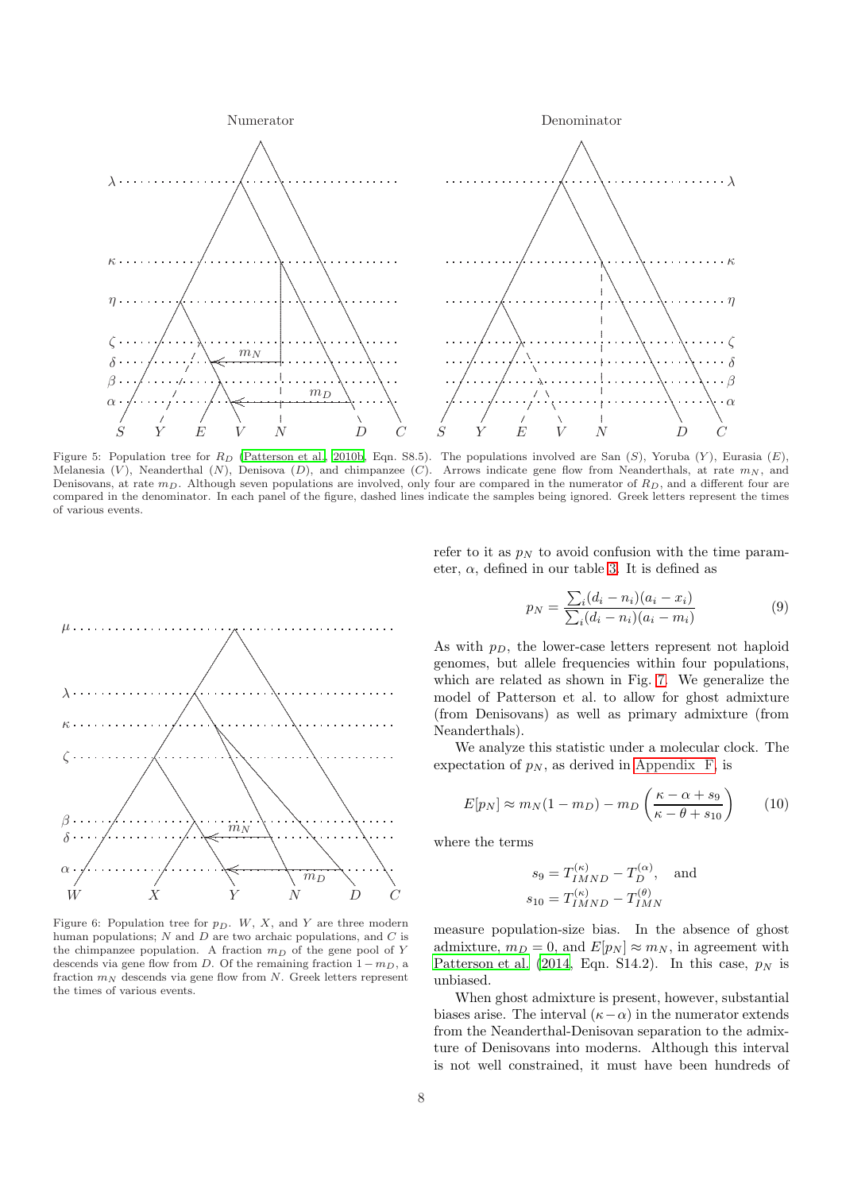Figure 5: Population tree for $R_D$ (Patterson et al., 2010b, Eqn. S8.5). The populations involved are San ($S$), Yoruba ($Y$), Eurasia ($E$), Melanesia ($V$), Neanderthal ($N$), Denisova ($D$), and chimpanzee ($C$). Arrows indicate gene flow from Neanderthals, at rate $m_N$, and Denisovans, at rate $m_D$. Although seven populations are involved, only four are compared in the numerator of $R_D$, and a different four are compared in the denominator. In each panel of the figure, dashed lines indicate the samples being ignored. Greek letters represent the times of various events.

Figure 6: Population tree for $p_D$. $W$, $X$, and $Y$ are three modern human populations; $N$ and $D$ are two archaic populations, and $C$ is the chimpanzee population. A fraction $m_D$ of the gene pool of $Y$ descends via gene flow from $D$. Of the remaining fraction $1 - m_D$, a fraction $m_N$ descends via gene flow from $N$. Greek letters represent the times of various events.

refer to it as $p_N$ to avoid confusion with the time parameter, $\alpha$, defined in our table 3. It is defined as

$$p_N = \frac{\sum_i (d_i - n_i)(a_i - x_i)}{\sum_i (d_i - n_i)(a_i - m_i)} \tag{9}$$

As with $p_D$, the lower-case letters represent not haploid genomes, but allele frequencies within four populations, which are related as shown in Fig. 7. We generalize the model of Patterson et al. to allow for ghost admixture (from Denisovans) as well as primary admixture (from Neanderthals).

We analyze this statistic under a molecular clock. The expectation of $p_N$, as derived in Appendix F, is

$$E[p_N] \approx m_N(1 - m_D) - m_D\left(\frac{\kappa - \alpha + s_9}{\kappa - \theta + s_{10}}\right) \tag{10}$$

where the terms

$$s_9 = T_{IMND}^{(\kappa)} - T_D^{(\alpha)}, \quad \text{and}$$
$$s_{10} = T_{IMND}^{(\kappa)} - T_{IMN}^{(\theta)}$$

measure population-size bias. In the absence of ghost admixture, $m_D = 0$, and $E[p_N] \approx m_N$, in agreement with Patterson et al. (2014, Eqn. S14.2). In this case, $p_N$ is unbiased.

When ghost admixture is present, however, substantial biases arise. The interval $(\kappa - \alpha)$ in the numerator extends from the Neanderthal-Denisovan separation to the admixture of Denisovans into moderns. Although this interval is not well constrained, it must have been hundreds of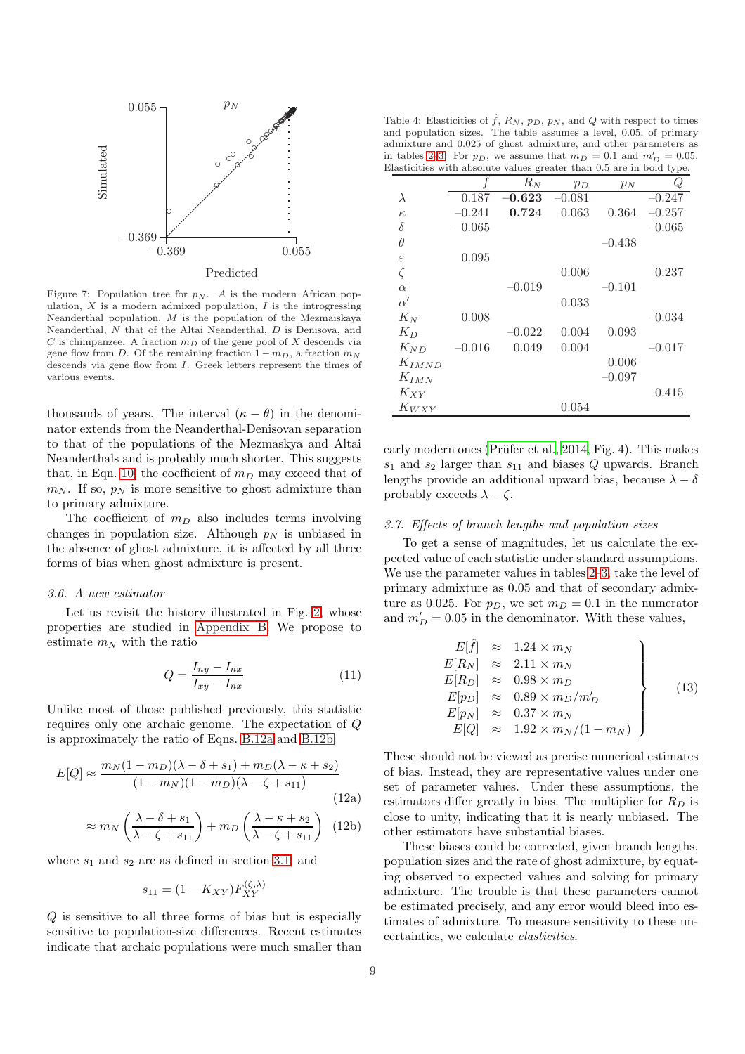Figure 7: Population tree for $p_N$. $A$ is the modern African population, $X$ is a modern admixed population, $I$ is the introgressing Neanderthal population, $M$ is the population of the Mezmaiskaya Neanderthal, $N$ that of the Altai Neanderthal, $D$ is Denisova, and $C$ is chimpanzee. A fraction $m_D$ of the gene pool of $X$ descends via gene flow from $D$. Of the remaining fraction $1 - m_D$, a fraction $m_N$ descends via gene flow from $I$. Greek letters represent the times of various events.

thousands of years. The interval $(\kappa - \theta)$ in the denominator extends from the Neanderthal-Denisovan separation to that of the populations of the Mezmaskya and Altai Neanderthals and is probably much shorter. This suggests that, in Eqn. 10, the coefficient of $m_D$ may exceed that of $m_N$. If so, $p_N$ is more sensitive to ghost admixture than to primary admixture.

The coefficient of $m_D$ also includes terms involving changes in population size. Although $p_N$ is unbiased in the absence of ghost admixture, it is affected by all three forms of bias when ghost admixture is present.

### 3.6. A new estimator

Let us revisit the history illustrated in Fig. 2, whose properties are studied in Appendix B. We propose to estimate $m_N$ with the ratio

$$Q = \frac{I_{ny} - I_{nx}}{I_{xy} - I_{nx}} \tag{11}$$

Unlike most of those published previously, this statistic requires only one archaic genome. The expectation of $Q$ is approximately the ratio of Eqns. B.12a and B.12b,

$$E[Q] \approx \frac{m_N(1-m_D)(\lambda - \delta + s_1) + m_D(\lambda - \kappa + s_2)}{(1-m_N)(1-m_D)(\lambda - \zeta + s_{11})} \tag{12a}$$

$$\approx m_N \left( \frac{\lambda - \delta + s_1}{\lambda - \zeta + s_{11}} \right) + m_D \left( \frac{\lambda - \kappa + s_2}{\lambda - \zeta + s_{11}} \right) \tag{12b}$$

where $s_1$ and $s_2$ are as defined in section 3.1, and

$$s_{11} = (1 - K_{XY}) F_{XY}^{(\zeta,\lambda)}$$

$Q$ is sensitive to all three forms of bias but is especially sensitive to population-size differences. Recent estimates indicate that archaic populations were much smaller than early modern ones (Prüfer et al., 2014, Fig. 4). This makes $s_1$ and $s_2$ larger than $s_{11}$ and biases $Q$ upwards. Branch lengths provide an additional upward bias, because $\lambda - \delta$ probably exceeds $\lambda - \zeta$.

Table 4: Elasticities of $\hat{f}$, $R_N$, $p_D$, $p_N$, and $Q$ with respect to times and population sizes. The table assumes a level, 0.05, of primary admixture and 0.025 of ghost admixture, and other parameters as in tables 2–3. For $p_D$, we assume that $m_D = 0.1$ and $m'_D = 0.05$. Elasticities with absolute values greater than 0.5 are in bold type.

| | $\hat{f}$ | $R_N$ | $p_D$ | $p_N$ | $Q$ |
|---|---|---|---|---|---|
| $\lambda$ | 0.187 | **−0.623** | −0.081 | | −0.247 |
| $\kappa$ | −0.241 | **0.724** | 0.063 | 0.364 | −0.257 |
| $\delta$ | −0.065 | | | | −0.065 |
| $\theta$ | | | | −0.438 | |
| $\varepsilon$ | 0.095 | | | | |
| $\zeta$ | | | 0.006 | | 0.237 |
| $\alpha$ | | −0.019 | | −0.101 | |
| $\alpha'$ | | | 0.033 | | |
| $K_N$ | 0.008 | | | | −0.034 |
| $K_D$ | | −0.022 | 0.004 | 0.093 | |
| $K_{ND}$ | −0.016 | 0.049 | 0.004 | | −0.017 |
| $K_{IMND}$ | | | | −0.006 | |
| $K_{IMN}$ | | | | −0.097 | |
| $K_{XY}$ | | | | | 0.415 |
| $K_{WXY}$ | | | 0.054 | | |

### 3.7. Effects of branch lengths and population sizes

To get a sense of magnitudes, let us calculate the expected value of each statistic under standard assumptions. We use the parameter values in tables 2–3, take the level of primary admixture as 0.05 and that of secondary admixture as 0.025. For $p_D$, we set $m_D = 0.1$ in the numerator and $m'_D = 0.05$ in the denominator. With these values,

$$\left.\begin{aligned} E[\hat{f}] &\approx 1.24 \times m_N \\ E[R_N] &\approx 2.11 \times m_N \\ E[R_D] &\approx 0.98 \times m_D \\ E[p_D] &\approx 0.89 \times m_D/m'_D \\ E[p_N] &\approx 0.37 \times m_N \\ E[Q] &\approx 1.92 \times m_N/(1-m_N) \end{aligned}\right\} \tag{13}$$

These should not be viewed as precise numerical estimates of bias. Instead, they are representative values under one set of parameter values. Under these assumptions, the estimators differ greatly in bias. The multiplier for $R_D$ is close to unity, indicating that it is nearly unbiased. The other estimators have substantial biases.

These biases could be corrected, given branch lengths, population sizes and the rate of ghost admixture, by equating observed to expected values and solving for primary admixture. The trouble is that these parameters cannot be estimated precisely, and any error would bleed into estimates of admixture. To measure sensitivity to these uncertainties, we calculate *elasticities*.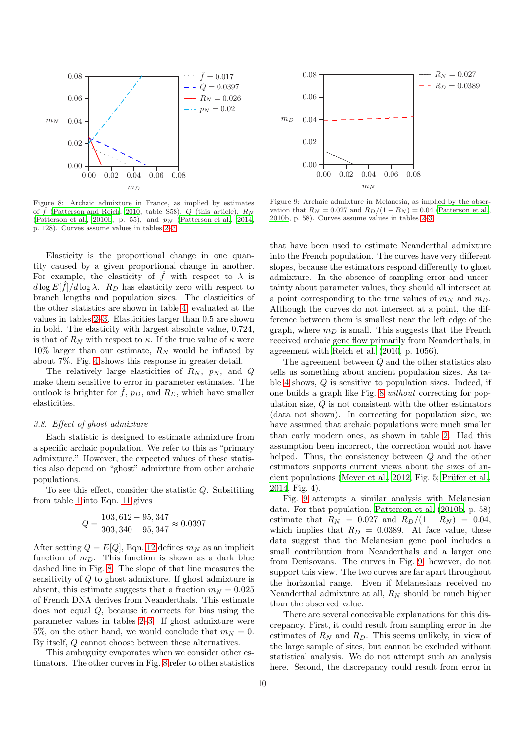Figure 8: Archaic admixture in France, as implied by estimates of $\hat{f}$ (Patterson and Reich, 2010, table S58), $Q$ (this article), $R_N$ (Patterson et al., 2010b, p. 55), and $p_N$ (Patterson et al., 2014, p. 128). Curves assume values in tables 2–3.

Figure 9: Archaic admixture in Melanesia, as implied by the observation that $R_N = 0.027$ and $R_D/(1 - R_N) = 0.04$ (Patterson et al., 2010b, p. 58). Curves assume values in tables 2–3.

Elasticity is the proportional change in one quantity caused by a given proportional change in another. For example, the elasticity of $\hat{f}$ with respect to $\lambda$ is $d \log E[\hat{f}]/d \log \lambda$. $R_D$ has elasticity zero with respect to branch lengths and population sizes. The elasticities of the other statistics are shown in table 4, evaluated at the values in tables 2–3. Elasticities larger than 0.5 are shown in bold. The elasticity with largest absolute value, 0.724, is that of $R_N$ with respect to $\kappa$. If the true value of $\kappa$ were 10% larger than our estimate, $R_N$ would be inflated by about 7%. Fig. 4 shows this response in greater detail.

The relatively large elasticities of $R_N$, $p_N$, and $Q$ make them sensitive to error in parameter estimates. The outlook is brighter for $\hat{f}$, $p_D$, and $R_D$, which have smaller elasticities.

### 3.8. Effect of ghost admixture

Each statistic is designed to estimate admixture from a specific archaic population. We refer to this as "primary admixture." However, the expected values of these statistics also depend on "ghost" admixture from other archaic populations.

To see this effect, consider the statistic $Q$. Subsituting from table 1 into Eqn. 11 gives

$$Q = \frac{103,612 - 95,347}{303,340 - 95,347} \approx 0.0397$$

After setting $Q = E[Q]$, Eqn. 12 defines $m_N$ as an implicit function of $m_D$. This function is shown as a dark blue dashed line in Fig. 8. The slope of that line measures the sensitivity of $Q$ to ghost admixture. If ghost admixture is absent, this estimate suggests that a fraction $m_N = 0.025$ of French DNA derives from Neanderthals. This estimate does not equal $Q$, because it corrects for bias using the parameter values in tables 2–3. If ghost admixture were 5%, on the other hand, we would conclude that $m_N = 0$. By itself, $Q$ cannot choose between these alternatives.

This ambuguity evaporates when we consider other estimators. The other curves in Fig. 8 refer to other statistics that have been used to estimate Neanderthal admixture into the French population. The curves have very different slopes, because the estimators respond differently to ghost admixture. In the absence of sampling error and uncertainty about parameter values, they should all intersect at a point corresponding to the true values of $m_N$ and $m_D$. Although the curves do not intersect at a point, the difference between them is smallest near the left edge of the graph, where $m_D$ is small. This suggests that the French received archaic gene flow primarily from Neanderthals, in agreement with Reich et al. (2010, p. 1056).

The agreement between $Q$ and the other statistics also tells us something about ancient population sizes. As table 4 shows, $Q$ is sensitive to population sizes. Indeed, if one builds a graph like Fig. 8 *without* correcting for population size, $Q$ is not consistent with the other estimators (data not shown). In correcting for population size, we have assumed that archaic populations were much smaller than early modern ones, as shown in table 2. Had this assumption been incorrect, the correction would not have helped. Thus, the consistency between $Q$ and the other estimators supports current views about the sizes of ancient populations (Meyer et al., 2012, Fig. 5; Prüfer et al., 2014, Fig. 4).

Fig. 9 attempts a similar analysis with Melanesian data. For that population, Patterson et al. (2010b, p. 58) estimate that $R_N = 0.027$ and $R_D/(1 - R_N) = 0.04$, which implies that $R_D = 0.0389$. At face value, these data suggest that the Melanesian gene pool includes a small contribution from Neanderthals and a larger one from Denisovans. The curves in Fig. 9, however, do not support this view. The two curves are far apart throughout the horizontal range. Even if Melanesians received no Neanderthal admixture at all, $R_N$ should be much higher than the observed value.

There are several conceivable explanations for this discrepancy. First, it could result from sampling error in the estimates of $R_N$ and $R_D$. This seems unlikely, in view of the large sample of sites, but cannot be excluded without statistical analysis. We do not attempt such an analysis here. Second, the discrepancy could result from error in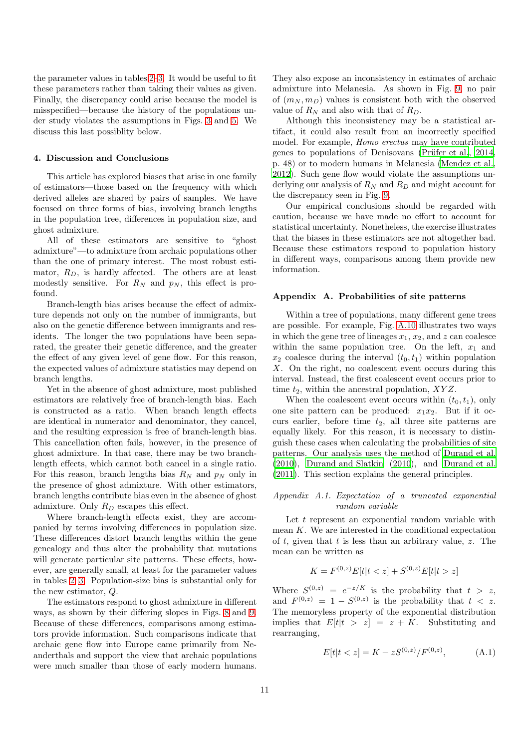the parameter values in tables 2–3. It would be useful to fit these parameters rather than taking their values as given. Finally, the discrepancy could arise because the model is misspecified—because the history of the populations under study violates the assumptions in Figs. 3 and 5. We discuss this last possiblity below.

## 4. Discussion and Conclusions

This article has explored biases that arise in one family of estimators—those based on the frequency with which derived alleles are shared by pairs of samples. We have focused on three forms of bias, involving branch lengths in the population tree, differences in population size, and ghost admixture.

All of these estimators are sensitive to "ghost admixture"—to admixture from archaic populations other than the one of primary interest. The most robust estimator, $R_D$, is hardly affected. The others are at least modestly sensitive. For $R_N$ and $p_N$, this effect is profound.

Branch-length bias arises because the effect of admixture depends not only on the number of immigrants, but also on the genetic difference between immigrants and residents. The longer the two populations have been separated, the greater their genetic difference, and the greater the effect of any given level of gene flow. For this reason, the expected values of admixture statistics may depend on branch lengths.

Yet in the absence of ghost admixture, most published estimators are relatively free of branch-length bias. Each is constructed as a ratio. When branch length effects are identical in numerator and denominator, they cancel, and the resulting expression is free of branch-length bias. This cancellation often fails, however, in the presence of ghost admixture. In that case, there may be two branch-length effects, which cannot both cancel in a single ratio. For this reason, branch lengths bias $R_N$ and $p_N$ only in the presence of ghost admixture. With other estimators, branch lengths contribute bias even in the absence of ghost admixture. Only $R_D$ escapes this effect.

Where branch-length effects exist, they are accompanied by terms involving differences in population size. These differences distort branch lengths within the gene genealogy and thus alter the probability that mutations will generate particular site patterns. These effects, however, are generally small, at least for the parameter values in tables 2–3. Population-size bias is substantial only for the new estimator, $Q$.

The estimators respond to ghost admixture in different ways, as shown by their differing slopes in Figs. 8 and 9. Because of these differences, comparisons among estimators provide information. Such comparisons indicate that archaic gene flow into Europe came primarily from Neanderthals and support the view that archaic populations were much smaller than those of early modern humans. They also expose an inconsistency in estimates of archaic admixture into Melanesia. As shown in Fig. 9, no pair of $(m_N, m_D)$ values is consistent both with the observed value of $R_N$ and also with that of $R_D$.

Although this inconsistency may be a statistical artifact, it could also result from an incorrectly specified model. For example, *Homo erectus* may have contributed genes to populations of Denisovans (Prüfer et al., 2014, p. 48) or to modern humans in Melanesia (Mendez et al., 2012). Such gene flow would violate the assumptions underlying our analysis of $R_N$ and $R_D$ and might account for the discrepancy seen in Fig. 9.

Our empirical conclusions should be regarded with caution, because we have made no effort to account for statistical uncertainty. Nonetheless, the exercise illustrates that the biases in these estimators are not altogether bad. Because these estimators respond to population history in different ways, comparisons among them provide new information.

## Appendix A. Probabilities of site patterns

Within a tree of populations, many different gene trees are possible. For example, Fig. A.10 illustrates two ways in which the gene tree of lineages $x_1$, $x_2$, and $z$ can coalesce within the same population tree. On the left, $x_1$ and $x_2$ coalesce during the interval $(t_0, t_1)$ within population $X$. On the right, no coalescent event occurs during this interval. Instead, the first coalescent event occurs prior to time $t_2$, within the ancestral population, $XYZ$.

When the coalescent event occurs within $(t_0, t_1)$, only one site pattern can be produced: $x_1x_2$. But if it occurs earlier, before time $t_2$, all three site patterns are equally likely. For this reason, it is necessary to distinguish these cases when calculating the probabilities of site patterns. Our analysis uses the method of Durand et al. (2010), Durand and Slatkin (2010), and Durand et al. (2011). This section explains the general principles.

### *Appendix A.1. Expectation of a truncated exponential random variable*

Let $t$ represent an exponential random variable with mean $K$. We are interested in the conditional expectation of $t$, given that $t$ is less than an arbitrary value, $z$. The mean can be written as

$$K = F^{(0,z)} E[t|t < z] + S^{(0,z)} E[t|t > z]$$

Where $S^{(0,z)} = e^{-z/K}$ is the probability that $t > z$, and $F^{(0,z)} = 1 - S^{(0,z)}$ is the probability that $t < z$. The memoryless property of the exponential distribution implies that $E[t|t > z] = z + K$. Substituting and rearranging,

$$E[t|t < z] = K - zS^{(0,z)}/F^{(0,z)}, \tag{A.1}$$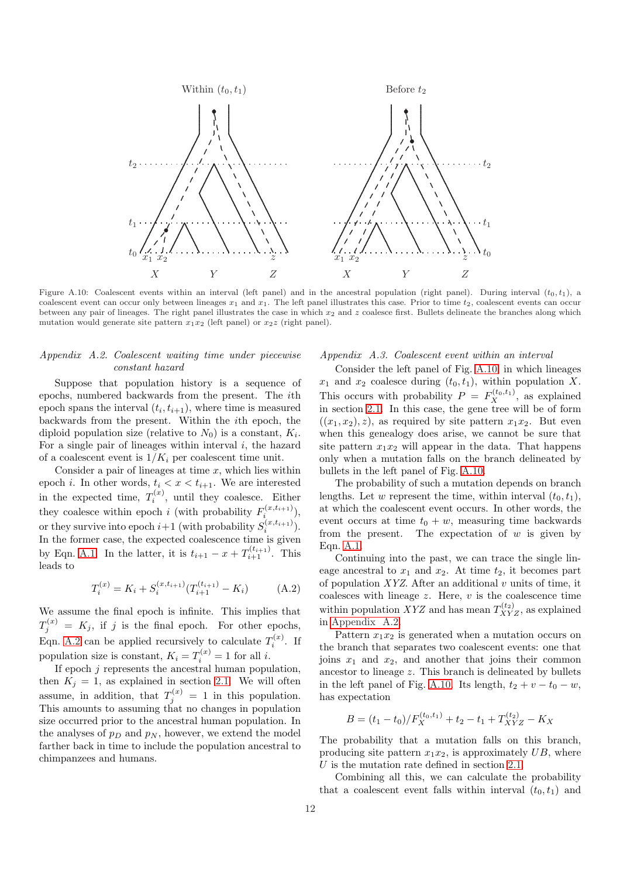Figure A.10: Coalescent events within an interval (left panel) and in the ancestral population (right panel). During interval $(t_0, t_1)$, a coalescent event can occur only between lineages $x_1$ and $x_1$. The left panel illustrates this case. Prior to time $t_2$, coalescent events can occur between any pair of lineages. The right panel illustrates the case in which $x_2$ and $z$ coalesce first. Bullets delineate the branches along which mutation would generate site pattern $x_1x_2$ (left panel) or $x_2z$ (right panel).

### Appendix A.2. Coalescent waiting time under piecewise constant hazard

Suppose that population history is a sequence of epochs, numbered backwards from the present. The $i$th epoch spans the interval $(t_i, t_{i+1})$, where time is measured backwards from the present. Within the $i$th epoch, the diploid population size (relative to $N_0$) is a constant, $K_i$. For a single pair of lineages within interval $i$, the hazard of a coalescent event is $1/K_i$ per coalescent time unit.

Consider a pair of lineages at time $x$, which lies within epoch $i$. In other words, $t_i < x < t_{i+1}$. We are interested in the expected time, $T_i^{(x)}$, until they coalesce. Either they coalesce within epoch $i$ (with probability $F_i^{(x,t_{i+1})}$), or they survive into epoch $i+1$ (with probability $S_i^{(x,t_{i+1})}$). In the former case, the expected coalescence time is given by Eqn. A.1. In the latter, it is $t_{i+1} - x + T_{i+1}^{(t_{i+1})}$. This leads to

$$T_i^{(x)} = K_i + S_i^{(x,t_{i+1})}(T_{i+1}^{(t_{i+1})} - K_i) \tag{A.2}$$

We assume the final epoch is infinite. This implies that $T_j^{(x)} = K_j$, if $j$ is the final epoch. For other epochs, Eqn. A.2 can be applied recursively to calculate $T_i^{(x)}$. If population size is constant, $K_i = T_i^{(x)} = 1$ for all $i$.

If epoch $j$ represents the ancestral human population, then $K_j = 1$, as explained in section 2.1. We will often assume, in addition, that $T_j^{(x)} = 1$ in this population. This amounts to assuming that no changes in population size occurred prior to the ancestral human population. In the analyses of $p_D$ and $p_N$, however, we extend the model farther back in time to include the population ancestral to chimpanzees and humans.

### Appendix A.3. Coalescent event within an interval

Consider the left panel of Fig. A.10, in which lineages $x_1$ and $x_2$ coalesce during $(t_0, t_1)$, within population $X$. This occurs with probability $P = F_X^{(t_0,t_1)}$, as explained in section 2.1. In this case, the gene tree will be of form $((x_1, x_2), z)$, as required by site pattern $x_1x_2$. But even when this genealogy does arise, we cannot be sure that site pattern $x_1x_2$ will appear in the data. That happens only when a mutation falls on the branch delineated by bullets in the left panel of Fig. A.10.

The probability of such a mutation depends on branch lengths. Let $w$ represent the time, within interval $(t_0, t_1)$, at which the coalescent event occurs. In other words, the event occurs at time $t_0 + w$, measuring time backwards from the present. The expectation of $w$ is given by Eqn. A.1.

Continuing into the past, we can trace the single lineage ancestral to $x_1$ and $x_2$. At time $t_2$, it becomes part of population $XYZ$. After an additional $v$ units of time, it coalesces with lineage $z$. Here, $v$ is the coalescence time within population $XYZ$ and has mean $T_{XYZ}^{(t_2)}$, as explained in Appendix A.2.

Pattern $x_1x_2$ is generated when a mutation occurs on the branch that separates two coalescent events: one that joins $x_1$ and $x_2$, and another that joins their common ancestor to lineage $z$. This branch is delineated by bullets in the left panel of Fig. A.10. Its length, $t_2 + v - t_0 - w$, has expectation

$$B = (t_1 - t_0)/F_X^{(t_0,t_1)} + t_2 - t_1 + T_{XYZ}^{(t_2)} - K_X$$

The probability that a mutation falls on this branch, producing site pattern $x_1x_2$, is approximately $UB$, where $U$ is the mutation rate defined in section 2.1.

Combining all this, we can calculate the probability that a coalescent event falls within interval $(t_0, t_1)$ and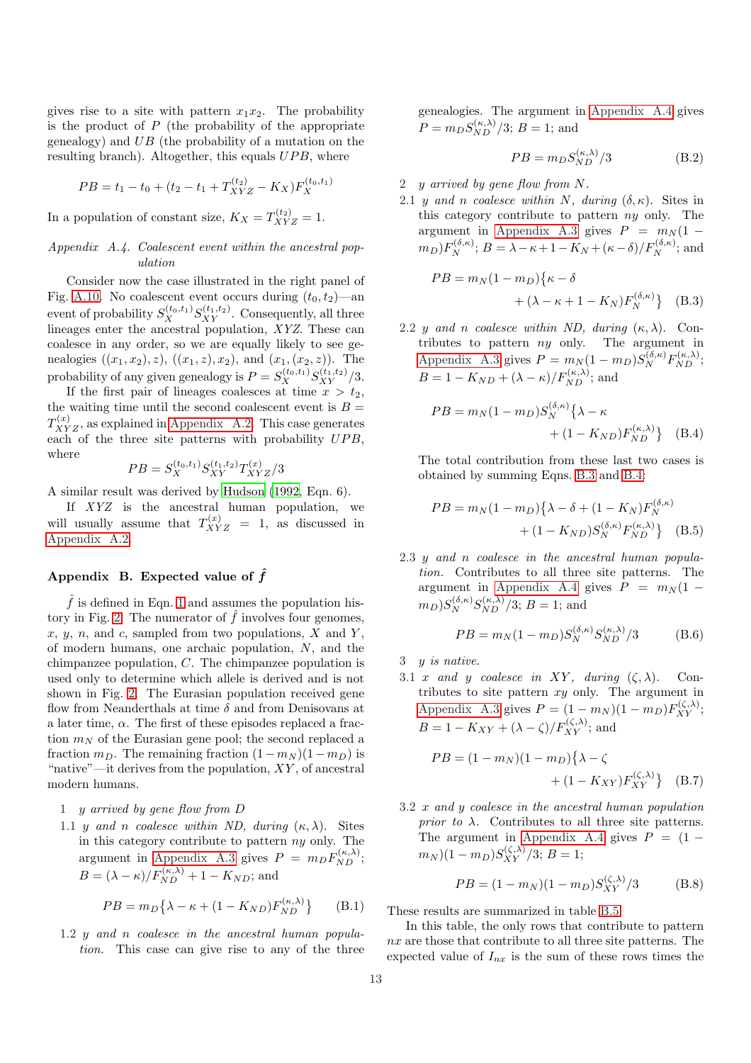gives rise to a site with pattern $x_1x_2$. The probability is the product of $P$ (the probability of the appropriate genealogy) and $UB$ (the probability of a mutation on the resulting branch). Altogether, this equals $UPB$, where

$$PB = t_1 - t_0 + (t_2 - t_1 + T_{XYZ}^{(t_2)} - K_X)F_X^{(t_0,t_1)}$$

In a population of constant size, $K_X = T_{XYZ}^{(t_2)} = 1$.

### Appendix A.4. Coalescent event within the ancestral population

Consider now the case illustrated in the right panel of Fig. A.10. No coalescent event occurs during $(t_0, t_2)$—an event of probability $S_X^{(t_0,t_1)}S_{XY}^{(t_1,t_2)}$. Consequently, all three lineages enter the ancestral population, $XYZ$. These can coalesce in any order, so we are equally likely to see genealogies $((x_1, x_2), z)$, $((x_1, z), x_2)$, and $(x_1, (x_2, z))$. The probability of any given genealogy is $P = S_X^{(t_0,t_1)}S_{XY}^{(t_1,t_2)}/3$.

If the first pair of lineages coalesces at time $x > t_2$, the waiting time until the second coalescent event is $B = T_{XYZ}^{(x)}$, as explained in Appendix A.2. This case generates each of the three site patterns with probability $UPB$, where

$$PB = S_X^{(t_0,t_1)}S_{XY}^{(t_1,t_2)}T_{XYZ}^{(x)}/3$$

A similar result was derived by Hudson (1992, Eqn. 6).

If $XYZ$ is the ancestral human population, we will usually assume that $T_{XYZ}^{(x)} = 1$, as discussed in Appendix A.2.

## Appendix B. Expected value of $\hat{f}$

$\hat{f}$ is defined in Eqn. 1 and assumes the population history in Fig. 2. The numerator of $\hat{f}$ involves four genomes, $x$, $y$, $n$, and $c$, sampled from two populations, $X$ and $Y$, of modern humans, one archaic population, $N$, and the chimpanzee population, $C$. The chimpanzee population is used only to determine which allele is derived and is not shown in Fig. 2. The Eurasian population received gene flow from Neanderthals at time $\delta$ and from Denisovans at a later time, $\alpha$. The first of these episodes replaced a fraction $m_N$ of the Eurasian gene pool; the second replaced a fraction $m_D$. The remaining fraction $(1-m_N)(1-m_D)$ is "native"—it derives from the population, $XY$, of ancestral modern humans.

1 *y arrived by gene flow from D*

1.1 *y and n coalesce within ND, during $(\kappa, \lambda)$.* Sites in this category contribute to pattern $ny$ only. The argument in Appendix A.3 gives $P = m_D F_{ND}^{(\kappa,\lambda)}$; $B = (\lambda - \kappa)/F_{ND}^{(\kappa,\lambda)} + 1 - K_{ND}$; and

$$PB = m_D\{\lambda - \kappa + (1 - K_{ND})F_{ND}^{(\kappa,\lambda)}\} \quad \text{(B.1)}$$

1.2 *y and n coalesce in the ancestral human population.* This case can give rise to any of the three genealogies. The argument in Appendix A.4 gives $P = m_D S_{ND}^{(\kappa,\lambda)}/3$; $B = 1$; and

$$PB = m_D S_{ND}^{(\kappa,\lambda)}/3 \quad \text{(B.2)}$$

2 *y arrived by gene flow from N.*

2.1 *y and n coalesce within N, during $(\delta, \kappa)$.* Sites in this category contribute to pattern $ny$ only. The argument in Appendix A.3 gives $P = m_N(1 - m_D)F_N^{(\delta,\kappa)}$; $B = \lambda - \kappa + 1 - K_N + (\kappa - \delta)/F_N^{(\delta,\kappa)}$; and

$$PB = m_N(1 - m_D)\{\kappa - \delta + (\lambda - \kappa + 1 - K_N)F_N^{(\delta,\kappa)}\} \quad \text{(B.3)}$$

2.2 *y and n coalesce within ND, during $(\kappa, \lambda)$.* Contributes to pattern $ny$ only. The argument in Appendix A.3 gives $P = m_N(1 - m_D)S_N^{(\delta,\kappa)}F_{ND}^{(\kappa,\lambda)}$; $B = 1 - K_{ND} + (\lambda - \kappa)/F_{ND}^{(\kappa,\lambda)}$; and

$$PB = m_N(1 - m_D)S_N^{(\delta,\kappa)}\{\lambda - \kappa + (1 - K_{ND})F_{ND}^{(\kappa,\lambda)}\} \quad \text{(B.4)}$$

The total contribution from these last two cases is obtained by summing Eqns. B.3 and B.4:

$$PB = m_N(1 - m_D)\{\lambda - \delta + (1 - K_N)F_N^{(\delta,\kappa)} + (1 - K_{ND})S_N^{(\delta,\kappa)}F_{ND}^{(\kappa,\lambda)}\} \quad \text{(B.5)}$$

2.3 *y and n coalesce in the ancestral human population.* Contributes to all three site patterns. The argument in Appendix A.4 gives $P = m_N(1 - m_D)S_N^{(\delta,\kappa)}S_{ND}^{(\kappa,\lambda)}/3$; $B = 1$; and

$$PB = m_N(1 - m_D)S_N^{(\delta,\kappa)}S_{ND}^{(\kappa,\lambda)}/3 \quad \text{(B.6)}$$

3 *y is native.*

3.1 *x and y coalesce in XY, during $(\zeta, \lambda)$.* Contributes to site pattern $xy$ only. The argument in Appendix A.3 gives $P = (1 - m_N)(1 - m_D)F_{XY}^{(\zeta,\lambda)}$; $B = 1 - K_{XY} + (\lambda - \zeta)/F_{XY}^{(\zeta,\lambda)}$; and

$$PB = (1 - m_N)(1 - m_D)\{\lambda - \zeta + (1 - K_{XY})F_{XY}^{(\zeta,\lambda)}\} \quad \text{(B.7)}$$

3.2 *x and y coalesce in the ancestral human population prior to $\lambda$.* Contributes to all three site patterns. The argument in Appendix A.4 gives $P = (1 - m_N)(1 - m_D)S_{XY}^{(\zeta,\lambda)}/3$; $B = 1$;

$$PB = (1 - m_N)(1 - m_D)S_{XY}^{(\zeta,\lambda)}/3 \quad \text{(B.8)}$$

These results are summarized in table B.5.

In this table, the only rows that contribute to pattern $nx$ are those that contribute to all three site patterns. The expected value of $I_{nx}$ is the sum of these rows times the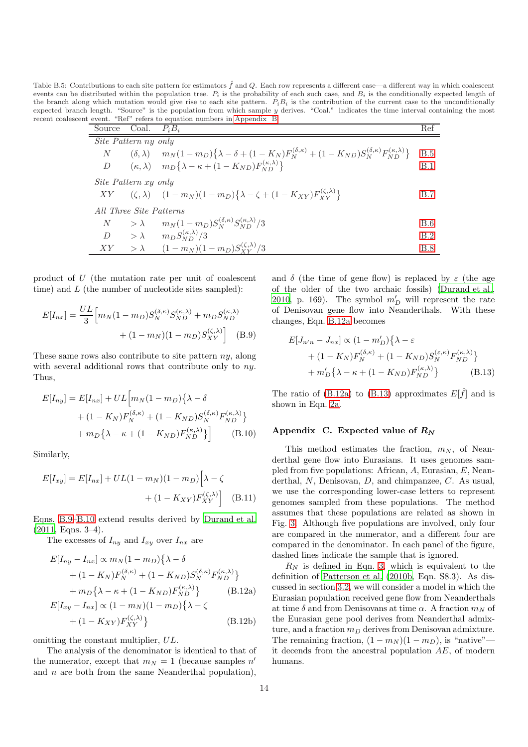Table B.5: Contributions to each site pattern for estimators $\hat{f}$ and $Q$. Each row represents a different case—a different way in which coalescent events can be distributed within the population tree. $P_i$ is the probability of each such case, and $B_i$ is the conditionally expected length of the branch along which mutation would give rise to each site pattern. $P_i B_i$ is the contribution of the current case to the unconditionally expected branch length. "Source" is the population from which sample $y$ derives. "Coal." indicates the time interval containing the time of the most recent coalescent event. "Ref" refers to equation numbers in Appendix B.

| Source | Coal. | $P_i B_i$ | Ref |
|---|---|---|---|
| *Site Pattern ny only* | | | |
| $N$ | $(\delta, \lambda)$ | $m_N(1-m_D)\{\lambda - \delta + (1-K_N)F_N^{(\delta,\kappa)} + (1-K_{ND})S_N^{(\delta,\kappa)}F_{ND}^{(\kappa,\lambda)}\}$ | B.5 |
| $D$ | $(\kappa, \lambda)$ | $m_D\{\lambda - \kappa + (1-K_{ND})F_{ND}^{(\kappa,\lambda)}\}$ | B.1 |
| *Site Pattern xy only* | | | |
| $XY$ | $(\zeta, \lambda)$ | $(1-m_N)(1-m_D)\{\lambda - \zeta + (1-K_{XY})F_{XY}^{(\zeta,\lambda)}\}$ | B.7 |
| *All Three Site Patterns* | | | |
| $N$ | $> \lambda$ | $m_N(1-m_D)S_N^{(\delta,\kappa)}S_{ND}^{(\kappa,\lambda)}/3$ | B.6 |
| $D$ | $> \lambda$ | $m_D S_{ND}^{(\kappa,\lambda)}/3$ | B.2 |
| $XY$ | $> \lambda$ | $(1-m_N)(1-m_D)S_{XY}^{(\zeta,\lambda)}/3$ | B.8 |

product of $U$ (the mutation rate per unit of coalescent time) and $L$ (the number of nucleotide sites sampled):

$$E[I_{nx}] = \frac{UL}{3}\Big[m_N(1-m_D)S_N^{(\delta,\kappa)}S_{ND}^{(\kappa,\lambda)} + m_D S_{ND}^{(\kappa,\lambda)} + (1-m_N)(1-m_D)S_{XY}^{(\zeta,\lambda)}\Big] \quad \text{(B.9)}$$

These same rows also contribute to site pattern $ny$, along with several additional rows that contribute only to $ny$. Thus,

$$\begin{aligned}E[I_{ny}] = E[I_{nx}] + UL\Big[&m_N(1-m_D)\{\lambda - \delta \\ &+ (1-K_N)F_N^{(\delta,\kappa)} + (1-K_{ND})S_N^{(\delta,\kappa)}F_{ND}^{(\kappa,\lambda)}\} \\ &+ m_D\{\lambda - \kappa + (1-K_{ND})F_{ND}^{(\kappa,\lambda)}\}\Big] \quad \text{(B.10)}\end{aligned}$$

Similarly,

$$E[I_{xy}] = E[I_{nx}] + UL(1-m_N)(1-m_D)\Big[\lambda - \zeta + (1-K_{XY})F_{XY}^{(\zeta,\lambda)}\Big] \quad \text{(B.11)}$$

Eqns. B.9–B.10 extend results derived by Durand et al. (2011, Eqns. 3–4).

The excesses of $I_{ny}$ and $I_{xy}$ over $I_{nx}$ are

$$\begin{aligned}E[I_{ny} - I_{nx}] \propto\ &m_N(1-m_D)\{\lambda - \delta \\ &+ (1-K_N)F_N^{(\delta,\kappa)} + (1-K_{ND})S_N^{(\delta,\kappa)}F_{ND}^{(\kappa,\lambda)}\} \\ &+ m_D\{\lambda - \kappa + (1-K_{ND})F_{ND}^{(\kappa,\lambda)}\} \quad \text{(B.12a)} \\ E[I_{xy} - I_{nx}] \propto\ &(1-m_N)(1-m_D)\{\lambda - \zeta \\ &+ (1-K_{XY})F_{XY}^{(\zeta,\lambda)}\} \quad \text{(B.12b)}\end{aligned}$$

omitting the constant multiplier, $UL$.

The analysis of the denominator is identical to that of the numerator, except that $m_N = 1$ (because samples $n'$ and $n$ are both from the same Neanderthal population), and $\delta$ (the time of gene flow) is replaced by $\varepsilon$ (the age of the older of the two archaic fossils) (Durand et al., 2010, p. 169). The symbol $m'_D$ will represent the rate of Denisovan gene flow into Neanderthals. With these changes, Eqn. B.12a becomes

$$\begin{aligned}E[J_{n'n} - J_{nx}] \propto\ &(1-m'_D)\{\lambda - \varepsilon \\ &+ (1-K_N)F_N^{(\delta,\kappa)} + (1-K_{ND})S_N^{(\varepsilon,\kappa)}F_{ND}^{(\kappa,\lambda)}\} \\ &+ m'_D\{\lambda - \kappa + (1-K_{ND})F_{ND}^{(\kappa,\lambda)}\} \quad \text{(B.13)}\end{aligned}$$

The ratio of (B.12a) to (B.13) approximates $E[\hat{f}]$ and is shown in Eqn. 2a.

## Appendix C. Expected value of $R_N$

This method estimates the fraction, $m_N$, of Neanderthal gene flow into Eurasians. It uses genomes sampled from five populations: African, $A$, Eurasian, $E$, Neanderthal, $N$, Denisovan, $D$, and chimpanzee, $C$. As usual, we use the corresponding lower-case letters to represent genomes sampled from these populations. The method assumes that these populations are related as shown in Fig. 3. Although five populations are involved, only four are compared in the numerator, and a different four are compared in the denominator. In each panel of the figure, dashed lines indicate the sample that is ignored.

$R_N$ is defined in Eqn. 3, which is equivalent to the definition of Patterson et al. (2010b, Eqn. S8.3). As discussed in section 3.2, we will consider a model in which the Eurasian population received gene flow from Neanderthals at time $\delta$ and from Denisovans at time $\alpha$. A fraction $m_N$ of the Eurasian gene pool derives from Neanderthal admixture, and a fraction $m_D$ derives from Denisovan admixture. The remaining fraction, $(1-m_N)(1-m_D)$, is "native"—it decends from the ancestral population $AE$, of modern humans.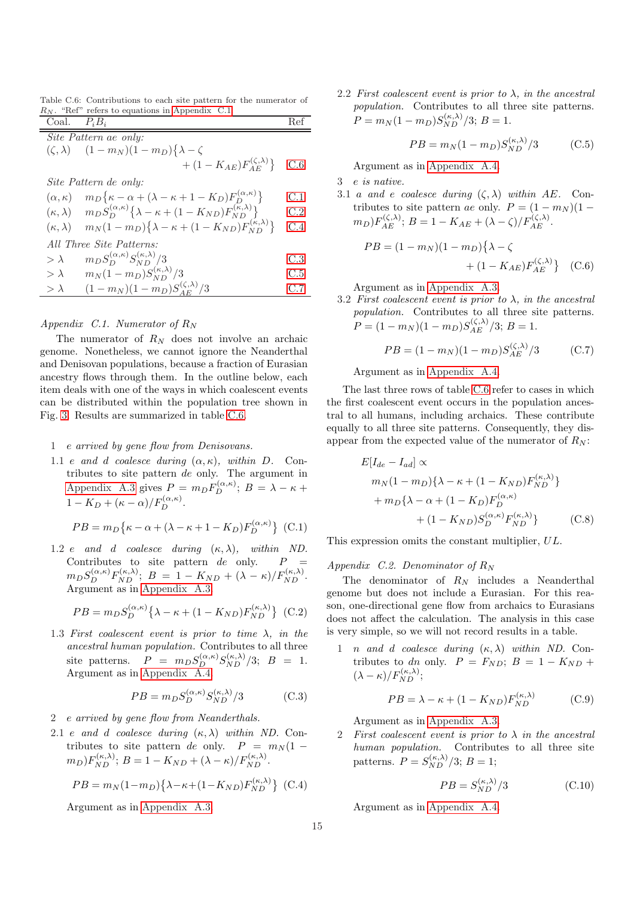Table C.6: Contributions to each site pattern for the numerator of $R_N$. "Ref" refers to equations in Appendix C.1.

| Coal. | $P_i B_i$ | Ref |
|---|---|---|
| *Site Pattern ae only:* | | |
| $(\zeta,\lambda)$ | $(1-m_N)(1-m_D)\{\lambda-\zeta + (1-K_{AE})F_{AE}^{(\zeta,\lambda)}\}$ | C.6 |
| *Site Pattern de only:* | | |
| $(\alpha,\kappa)$ | $m_D\{\kappa-\alpha+(\lambda-\kappa+1-K_D)F_D^{(\alpha,\kappa)}\}$ | C.1 |
| $(\kappa,\lambda)$ | $m_D S_D^{(\alpha,\kappa)}\{\lambda-\kappa+(1-K_{ND})F_{ND}^{(\kappa,\lambda)}\}$ | C.2 |
| $(\kappa,\lambda)$ | $m_N(1-m_D)\{\lambda-\kappa+(1-K_{ND})F_{ND}^{(\kappa,\lambda)}\}$ | C.4 |
| *All Three Site Patterns:* | | |
| $>\lambda$ | $m_D S_D^{(\alpha,\kappa)}S_{ND}^{(\kappa,\lambda)}/3$ | C.3 |
| $>\lambda$ | $m_N(1-m_D)S_{ND}^{(\kappa,\lambda)}/3$ | C.5 |
| $>\lambda$ | $(1-m_N)(1-m_D)S_{AE}^{(\zeta,\lambda)}/3$ | C.7 |

*Appendix C.1. Numerator of $R_N$*

The numerator of $R_N$ does not involve an archaic genome. Nonetheless, we cannot ignore the Neanderthal and Denisovan populations, because a fraction of Eurasian ancestry flows through them. In the outline below, each item deals with one of the ways in which coalescent events can be distributed within the population tree shown in Fig. 3. Results are summarized in table C.6.

1 *e arrived by gene flow from Denisovans.*

1.1 *e and d coalesce during $(\alpha,\kappa)$, within D.* Contributes to site pattern *de* only. The argument in Appendix A.3 gives $P = m_D F_D^{(\alpha,\kappa)}$; $B = \lambda-\kappa+1-K_D+(\kappa-\alpha)/F_D^{(\alpha,\kappa)}$.

$$PB = m_D\{\kappa-\alpha+(\lambda-\kappa+1-K_D)F_D^{(\alpha,\kappa)}\} \quad \text{(C.1)}$$

1.2 *e and d coalesce during $(\kappa,\lambda)$, within ND.* Contributes to site pattern *de* only. $P = m_D S_D^{(\alpha,\kappa)}F_{ND}^{(\kappa,\lambda)}$; $B = 1-K_{ND}+(\lambda-\kappa)/F_{ND}^{(\kappa,\lambda)}$. Argument as in Appendix A.3.

$$PB = m_D S_D^{(\alpha,\kappa)}\{\lambda-\kappa+(1-K_{ND})F_{ND}^{(\kappa,\lambda)}\} \quad \text{(C.2)}$$

1.3 *First coalescent event is prior to time $\lambda$, in the ancestral human population.* Contributes to all three site patterns. $P = m_D S_D^{(\alpha,\kappa)}S_{ND}^{(\kappa,\lambda)}/3$; $B=1$. Argument as in Appendix A.4.

$$PB = m_D S_D^{(\alpha,\kappa)}S_{ND}^{(\kappa,\lambda)}/3 \quad \text{(C.3)}$$

2 *e arrived by gene flow from Neanderthals.*

2.1 *e and d coalesce during $(\kappa,\lambda)$ within ND.* Contributes to site pattern *de* only. $P = m_N(1-m_D)F_{ND}^{(\kappa,\lambda)}$; $B = 1-K_{ND}+(\lambda-\kappa)/F_{ND}^{(\kappa,\lambda)}$.

$$PB = m_N(1-m_D)\{\lambda-\kappa+(1-K_{ND})F_{ND}^{(\kappa,\lambda)}\} \quad \text{(C.4)}$$

Argument as in Appendix A.3.

2.2 *First coalescent event is prior to $\lambda$, in the ancestral population.* Contributes to all three site patterns. $P = m_N(1-m_D)S_{ND}^{(\kappa,\lambda)}/3$; $B=1$.

$$PB = m_N(1-m_D)S_{ND}^{(\kappa,\lambda)}/3 \quad \text{(C.5)}$$

Argument as in Appendix A.4.

3 *e is native.*

3.1 *a and e coalesce during $(\zeta,\lambda)$ within AE.* Contributes to site pattern *ae* only. $P = (1-m_N)(1-m_D)F_{AE}^{(\zeta,\lambda)}$; $B = 1-K_{AE}+(\lambda-\zeta)/F_{AE}^{(\zeta,\lambda)}$.

$$PB = (1-m_N)(1-m_D)\{\lambda-\zeta + (1-K_{AE})F_{AE}^{(\zeta,\lambda)}\} \quad \text{(C.6)}$$

Argument as in Appendix A.3.

3.2 *First coalescent event is prior to $\lambda$, in the ancestral population.* Contributes to all three site patterns. $P = (1-m_N)(1-m_D)S_{AE}^{(\zeta,\lambda)}/3$; $B=1$.

$$PB = (1-m_N)(1-m_D)S_{AE}^{(\zeta,\lambda)}/3 \quad \text{(C.7)}$$

Argument as in Appendix A.4.

The last three rows of table C.6 refer to cases in which the first coalescent event occurs in the population ancestral to all humans, including archaics. These contribute equally to all three site patterns. Consequently, they disappear from the expected value of the numerator of $R_N$:

$$\begin{aligned} E[I_{de}-I_{ad}] \propto\ & m_N(1-m_D)\{\lambda-\kappa+(1-K_{ND})F_{ND}^{(\kappa,\lambda)}\} \\ &+ m_D\{\lambda-\alpha+(1-K_D)F_D^{(\alpha,\kappa)} \\ &\quad + (1-K_{ND})S_D^{(\alpha,\kappa)}F_{ND}^{(\kappa,\lambda)}\} \end{aligned} \quad \text{(C.8)}$$

This expression omits the constant multiplier, $UL$.

*Appendix C.2. Denominator of $R_N$*

The denominator of $R_N$ includes a Neanderthal genome but does not include a Eurasian. For this reason, one-directional gene flow from archaics to Eurasians does not affect the calculation. The analysis in this case is very simple, so we will not record results in a table.

1 *n and d coalesce during $(\kappa,\lambda)$ within ND.* Contributes to *dn* only. $P = F_{ND}$; $B = 1-K_{ND}+(\lambda-\kappa)/F_{ND}^{(\kappa,\lambda)}$;

$$PB = \lambda-\kappa+(1-K_{ND})F_{ND}^{(\kappa,\lambda)} \quad \text{(C.9)}$$

Argument as in Appendix A.3.

2 *First coalescent event is prior to $\lambda$ in the ancestral human population.* Contributes to all three site patterns. $P = S_{ND}^{(\kappa,\lambda)}/3$; $B=1$;

$$PB = S_{ND}^{(\kappa,\lambda)}/3 \quad \text{(C.10)}$$

Argument as in Appendix A.4.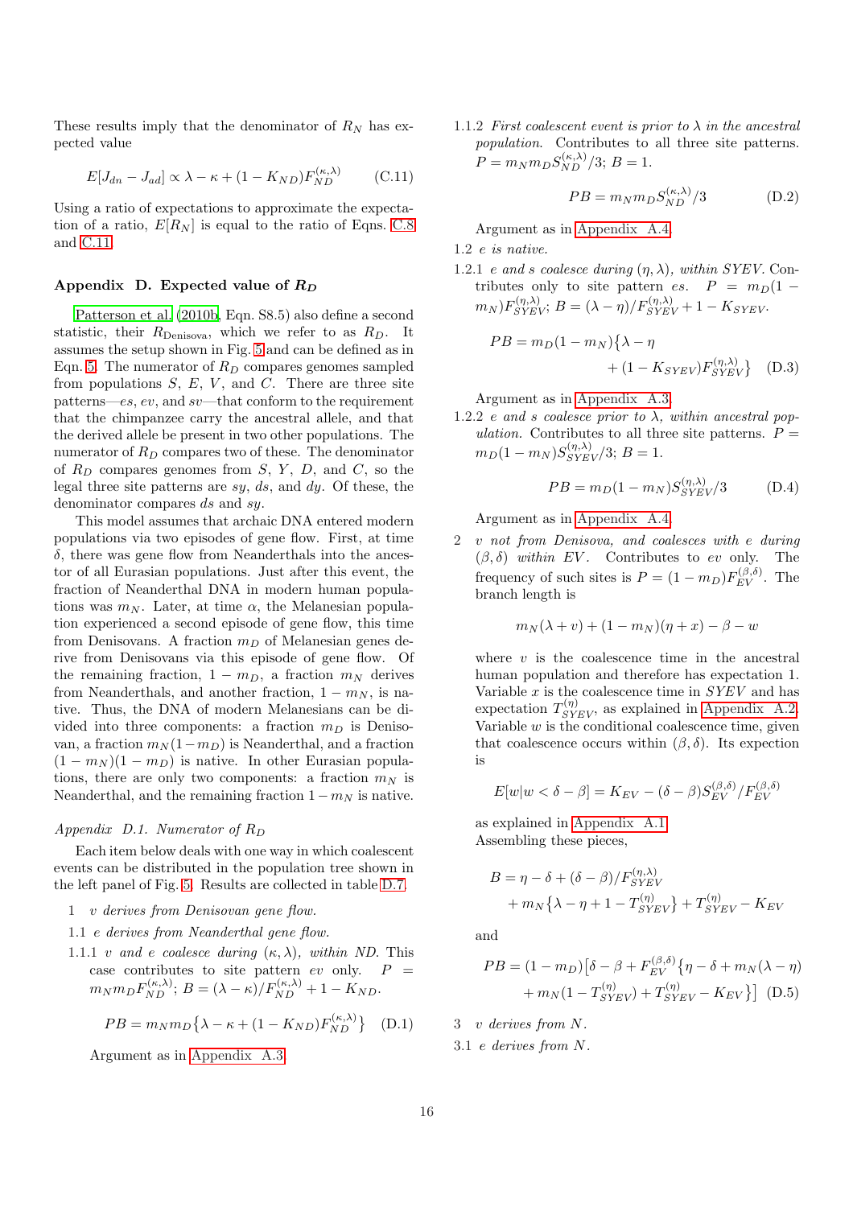These results imply that the denominator of $R_N$ has expected value

$$E[J_{dn} - J_{ad}] \propto \lambda - \kappa + (1 - K_{ND}) F_{ND}^{(\kappa,\lambda)} \qquad \text{(C.11)}$$

Using a ratio of expectations to approximate the expectation of a ratio, $E[R_N]$ is equal to the ratio of Eqns. C.8 and C.11.

## Appendix D. Expected value of $R_D$

Patterson et al. (2010b, Eqn. S8.5) also define a second statistic, their $R_{\text{Denisova}}$, which we refer to as $R_D$. It assumes the setup shown in Fig. 5 and can be defined as in Eqn. 5. The numerator of $R_D$ compares genomes sampled from populations $S$, $E$, $V$, and $C$. There are three site patterns—$es$, $ev$, and $sv$—that conform to the requirement that the chimpanzee carry the ancestral allele, and that the derived allele be present in two other populations. The numerator of $R_D$ compares two of these. The denominator of $R_D$ compares genomes from $S$, $Y$, $D$, and $C$, so the legal three site patterns are $sy$, $ds$, and $dy$. Of these, the denominator compares $ds$ and $sy$.

This model assumes that archaic DNA entered modern populations via two episodes of gene flow. First, at time $\delta$, there was gene flow from Neanderthals into the ancestor of all Eurasian populations. Just after this event, the fraction of Neanderthal DNA in modern human populations was $m_N$. Later, at time $\alpha$, the Melanesian population experienced a second episode of gene flow, this time from Denisovans. A fraction $m_D$ of Melanesian genes derive from Denisovans via this episode of gene flow. Of the remaining fraction, $1 - m_D$, a fraction $m_N$ derives from Neanderthals, and another fraction, $1 - m_N$, is native. Thus, the DNA of modern Melanesians can be divided into three components: a fraction $m_D$ is Denisovan, a fraction $m_N(1-m_D)$ is Neanderthal, and a fraction $(1 - m_N)(1 - m_D)$ is native. In other Eurasian populations, there are only two components: a fraction $m_N$ is Neanderthal, and the remaining fraction $1 - m_N$ is native.

### Appendix D.1. Numerator of $R_D$

Each item below deals with one way in which coalescent events can be distributed in the population tree shown in the left panel of Fig. 5. Results are collected in table D.7.

1 *$v$ derives from Denisovan gene flow.*

1.1 *$e$ derives from Neanderthal gene flow.*

1.1.1 *$v$ and $e$ coalesce during $(\kappa, \lambda)$, within $ND$.* This case contributes to site pattern $ev$ only. $P = m_N m_D F_{ND}^{(\kappa,\lambda)}$; $B = (\lambda - \kappa)/F_{ND}^{(\kappa,\lambda)} + 1 - K_{ND}$.

$$PB = m_N m_D \{\lambda - \kappa + (1 - K_{ND}) F_{ND}^{(\kappa,\lambda)}\} \qquad \text{(D.1)}$$

Argument as in Appendix A.3.

1.1.2 *First coalescent event is prior to $\lambda$ in the ancestral population.* Contributes to all three site patterns. $P = m_N m_D S_{ND}^{(\kappa,\lambda)}/3$; $B = 1$.

$$PB = m_N m_D S_{ND}^{(\kappa,\lambda)}/3 \qquad \text{(D.2)}$$

Argument as in Appendix A.4.

1.2 *$e$ is native.*

1.2.1 *$e$ and $s$ coalesce during $(\eta, \lambda)$, within $SYEV$.* Contributes only to site pattern $es$. $P = m_D(1 - m_N) F_{SYEV}^{(\eta,\lambda)}$; $B = (\lambda - \eta)/F_{SYEV}^{(\eta,\lambda)} + 1 - K_{SYEV}$.

$$PB = m_D(1 - m_N)\{\lambda - \eta + (1 - K_{SYEV}) F_{SYEV}^{(\eta,\lambda)}\} \qquad \text{(D.3)}$$

Argument as in Appendix A.3.

1.2.2 *$e$ and $s$ coalesce prior to $\lambda$, within ancestral population.* Contributes to all three site patterns. $P = m_D(1 - m_N) S_{SYEV}^{(\eta,\lambda)}/3$; $B = 1$.

$$PB = m_D(1 - m_N) S_{SYEV}^{(\eta,\lambda)}/3 \qquad \text{(D.4)}$$

Argument as in Appendix A.4.

2 *$v$ not from Denisova, and coalesces with $e$ during $(\beta, \delta)$ within $EV$.* Contributes to $ev$ only. The frequency of such sites is $P = (1 - m_D) F_{EV}^{(\beta,\delta)}$. The branch length is

$$m_N(\lambda + v) + (1 - m_N)(\eta + x) - \beta - w$$

where $v$ is the coalescence time in the ancestral human population and therefore has expectation 1. Variable $x$ is the coalescence time in $SYEV$ and has expectation $T_{SYEV}^{(\eta)}$, as explained in Appendix A.2. Variable $w$ is the conditional coalescence time, given that coalescence occurs within $(\beta, \delta)$. Its expection is

$$E[w | w < \delta - \beta] = K_{EV} - (\delta - \beta) S_{EV}^{(\beta,\delta)}/F_{EV}^{(\beta,\delta)}$$

as explained in Appendix A.1.

Assembling these pieces,

$$\begin{aligned} B = \eta - \delta + (\delta - \beta)/F_{SYEV}^{(\eta,\lambda)} \\ + m_N\{\lambda - \eta + 1 - T_{SYEV}^{(\eta)}\} + T_{SYEV}^{(\eta)} - K_{EV} \end{aligned}$$

and

$$\begin{aligned} PB = (1 - m_D)\big[\delta - \beta + F_{EV}^{(\beta,\delta)}\{\eta - \delta + m_N(\lambda - \eta) \\ + m_N(1 - T_{SYEV}^{(\eta)}) + T_{SYEV}^{(\eta)} - K_{EV}\}\big] \end{aligned} \qquad \text{(D.5)}$$

3 *$v$ derives from $N$.*

3.1 *$e$ derives from $N$.*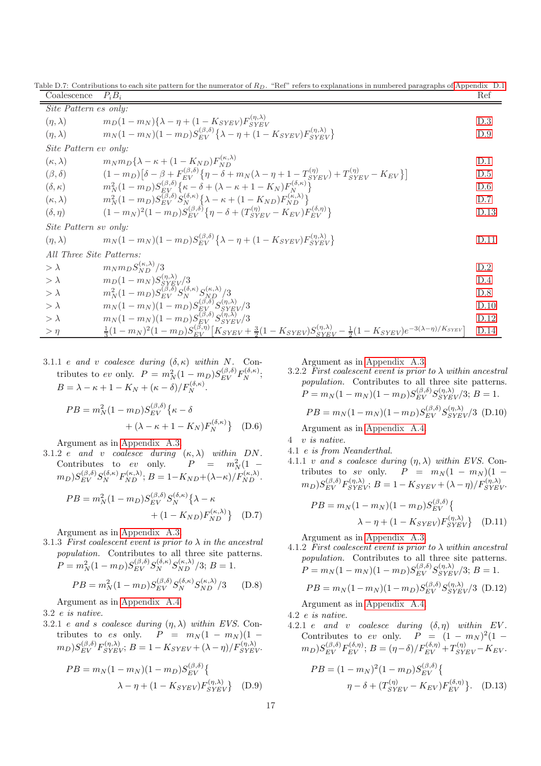Table D.7: Contributions to each site pattern for the numerator of $R_D$. "Ref" refers to explanations in numbered paragraphs of Appendix D.1.

| Coalescence | $P_i B_i$ | Ref |
|---|---|---|
| *Site Pattern es only:* | | |
| $(\eta, \lambda)$ | $m_D(1-m_N)\{\lambda - \eta + (1-K_{SYEV})F_{SYEV}^{(\eta,\lambda)}$ | D.3 |
| $(\eta, \lambda)$ | $m_N(1-m_N)(1-m_D)S_{EV}^{(\beta,\delta)}\{\lambda - \eta + (1-K_{SYEV})F_{SYEV}^{(\eta,\lambda)}\}$ | D.9 |
| *Site Pattern ev only:* | | |
| $(\kappa, \lambda)$ | $m_N m_D\{\lambda - \kappa + (1-K_{ND})F_{ND}^{(\kappa,\lambda)}$ | D.1 |
| $(\beta, \delta)$ | $(1-m_D)\big[\delta - \beta + F_{EV}^{(\beta,\delta)}\{\eta - \delta + m_N(\lambda - \eta + 1 - T_{SYEV}^{(\eta)}) + T_{SYEV}^{(\eta)} - K_{EV}\}\big]$ | D.5 |
| $(\delta, \kappa)$ | $m_N^2(1-m_D)S_{EV}^{(\beta,\delta)}\{\kappa - \delta + (\lambda - \kappa + 1 - K_N)F_N^{(\delta,\kappa)}\}$ | D.6 |
| $(\kappa, \lambda)$ | $m_N^2(1-m_D)S_{EV}^{(\beta,\delta)}S_N^{(\delta,\kappa)}\{\lambda - \kappa + (1-K_{ND})F_{ND}^{(\kappa,\lambda)}\}$ | D.7 |
| $(\delta, \eta)$ | $(1-m_N)^2(1-m_D)S_{EV}^{(\beta,\delta)}\{\eta - \delta + (T_{SYEV}^{(\eta)} - K_{EV})F_{EV}^{(\delta,\eta)}\}$ | D.13 |
| *Site Pattern sv only:* | | |
| $(\eta, \lambda)$ | $m_N(1-m_N)(1-m_D)S_{EV}^{(\beta,\delta)}\{\lambda - \eta + (1-K_{SYEV})F_{SYEV}^{(\eta,\lambda)}\}$ | D.11 |
| *All Three Site Patterns:* | | |
| $> \lambda$ | $m_N m_D S_{ND}^{(\kappa,\lambda)}/3$ | D.2 |
| $> \lambda$ | $m_D(1-m_N)S_{SYEV}^{(\eta,\lambda)}/3$ | D.4 |
| $> \lambda$ | $m_N^2(1-m_D)S_{EV}^{(\beta,\delta)}S_N^{(\delta,\kappa)}S_{ND}^{(\kappa,\lambda)}/3$ | D.8 |
| $> \lambda$ | $m_N(1-m_N)(1-m_D)S_{EV}^{(\beta,\delta)}S_{SYEV}^{(\eta,\lambda)}/3$ | D.10 |
| $> \lambda$ | $m_N(1-m_N)(1-m_D)S_{EV}^{(\beta,\delta)}S_{SYEV}^{(\eta,\lambda)}/3$ | D.12 |
| $> \eta$ | $\frac{1}{3}(1-m_N)^2(1-m_D)S_{EV}^{(\beta,\eta)}\big[K_{SYEV} + \frac{3}{2}(1-K_{SYEV})S_{SYEV}^{(\eta,\lambda)} - \frac{1}{2}(1-K_{SYEV})e^{-3(\lambda-\eta)/K_{SYEV}}\big]$ | D.14 |

3.1.1 *e and v coalesce during $(\delta, \kappa)$ within N.* Contributes to ev only. $P = m_N^2(1-m_D)S_{EV}^{(\beta,\delta)}F_N^{(\delta,\kappa)}$; $B = \lambda - \kappa + 1 - K_N + (\kappa - \delta)/F_N^{(\delta,\kappa)}$.

$$PB = m_N^2(1-m_D)S_{EV}^{(\beta,\delta)}\{\kappa - \delta + (\lambda - \kappa + 1 - K_N)F_N^{(\delta,\kappa)}\} \quad \text{(D.6)}$$

Argument as in Appendix A.3.

3.1.2 *e and v coalesce during $(\kappa, \lambda)$ within DN.* Contributes to ev only. $P = m_N^2(1-m_D)S_{EV}^{(\beta,\delta)}S_N^{(\delta,\kappa)}F_{ND}^{(\kappa,\lambda)}$; $B = 1 - K_{ND} + (\lambda - \kappa)/F_{ND}^{(\kappa,\lambda)}$.

$$PB = m_N^2(1-m_D)S_{EV}^{(\beta,\delta)}S_N^{(\delta,\kappa)}\{\lambda - \kappa + (1-K_{ND})F_{ND}^{(\kappa,\lambda)}\} \quad \text{(D.7)}$$

Argument as in Appendix A.3.

3.1.3 *First coalescent event is prior to $\lambda$ in the ancestral population.* Contributes to all three site patterns. $P = m_N^2(1-m_D)S_{EV}^{(\beta,\delta)}S_N^{(\delta,\kappa)}S_{ND}^{(\kappa,\lambda)}/3$; $B = 1$.

$$PB = m_N^2(1-m_D)S_{EV}^{(\beta,\delta)}S_N^{(\delta,\kappa)}S_{ND}^{(\kappa,\lambda)}/3 \quad \text{(D.8)}$$

Argument as in Appendix A.4.

3.2 *e is native.*

3.2.1 *e and s coalesce during $(\eta, \lambda)$ within EVS.* Contributes to es only. $P = m_N(1-m_N)(1-m_D)S_{EV}^{(\beta,\delta)}F_{SYEV}^{(\eta,\lambda)}$; $B = 1 - K_{SYEV} + (\lambda - \eta)/F_{SYEV}^{(\eta,\lambda)}$.

$$PB = m_N(1-m_N)(1-m_D)S_{EV}^{(\beta,\delta)}\{\lambda - \eta + (1-K_{SYEV})F_{SYEV}^{(\eta,\lambda)}\} \quad \text{(D.9)}$$

Argument as in Appendix A.3.

3.2.2 *First coalescent event is prior to $\lambda$ within ancestral population.* Contributes to all three site patterns. $P = m_N(1-m_N)(1-m_D)S_{EV}^{(\beta,\delta)}S_{SYEV}^{(\eta,\lambda)}/3$; $B = 1$.

$$PB = m_N(1-m_N)(1-m_D)S_{EV}^{(\beta,\delta)}S_{SYEV}^{(\eta,\lambda)}/3 \quad \text{(D.10)}$$

Argument as in Appendix A.4.

4 *v is native.*

4.1 *e is from Neanderthal.*

4.1.1 *v and s coalesce during $(\eta, \lambda)$ within EVS.* Contributes to sv only. $P = m_N(1-m_N)(1-m_D)S_{EV}^{(\beta,\delta)}F_{SYEV}^{(\eta,\lambda)}$; $B = 1 - K_{SYEV} + (\lambda - \eta)/F_{SYEV}^{(\eta,\lambda)}$.

$$PB = m_N(1-m_N)(1-m_D)S_{EV}^{(\beta,\delta)}\{\lambda - \eta + (1-K_{SYEV})F_{SYEV}^{(\eta,\lambda)}\} \quad \text{(D.11)}$$

Argument as in Appendix A.3.

4.1.2 *First coalescent event is prior to $\lambda$ within ancestral population.* Contributes to all three site patterns. $P = m_N(1-m_N)(1-m_D)S_{EV}^{(\beta,\delta)}S_{SYEV}^{(\eta,\lambda)}/3$; $B = 1$.

$$PB = m_N(1-m_N)(1-m_D)S_{EV}^{(\beta,\delta)}S_{SYEV}^{(\eta,\lambda)}/3 \quad \text{(D.12)}$$

Argument as in Appendix A.4.

4.2 *e is native.*

4.2.1 *e and v coalesce during $(\delta, \eta)$ within EV.* Contributes to ev only. $P = (1-m_N)^2(1-m_D)S_{EV}^{(\beta,\delta)}F_{EV}^{(\delta,\eta)}$; $B = (\eta - \delta)/F_{EV}^{(\delta,\eta)} + T_{SYEV}^{(\eta)} - K_{EV}$.

$$PB = (1-m_N)^2(1-m_D)S_{EV}^{(\beta,\delta)}\{\eta - \delta + (T_{SYEV}^{(\eta)} - K_{EV})F_{EV}^{(\delta,\eta)}\}. \quad \text{(D.13)}$$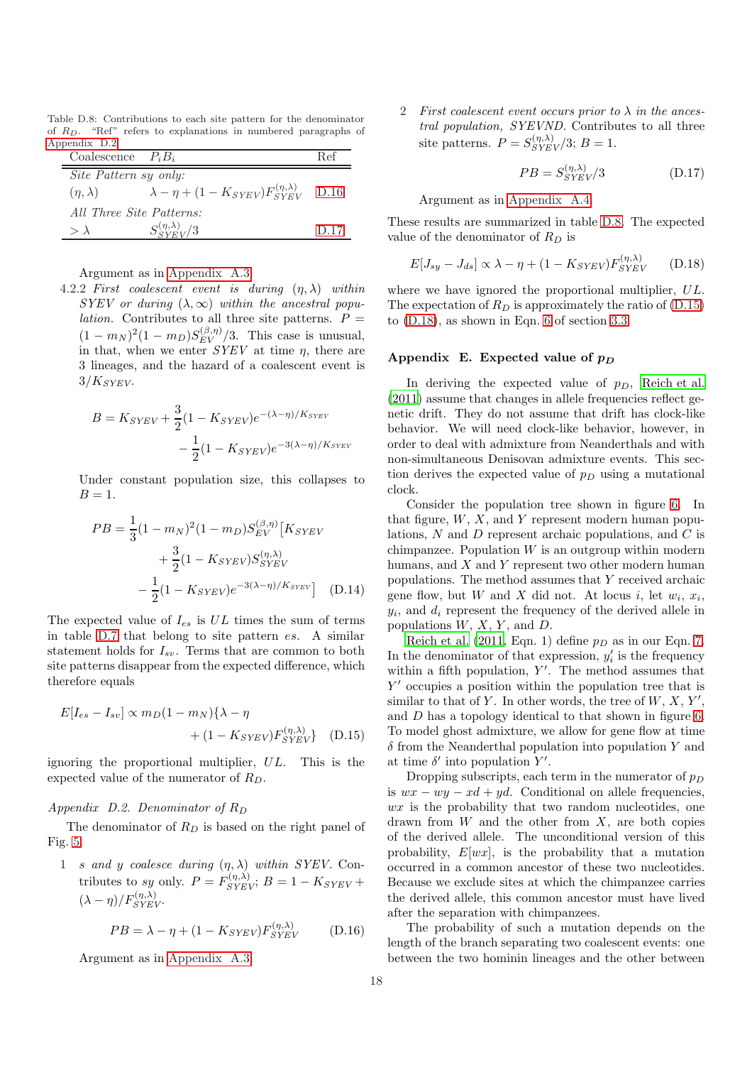Table D.8: Contributions to each site pattern for the denominator of $R_D$. "Ref" refers to explanations in numbered paragraphs of Appendix D.2.

| Coalescence | $P_i B_i$ | Ref |
|---|---|---|
| *Site Pattern sy only:* | | |
| $(\eta, \lambda)$ | $\lambda - \eta + (1 - K_{SYEV}) F_{SYEV}^{(\eta,\lambda)}$ | D.16 |
| *All Three Site Patterns:* | | |
| $> \lambda$ | $S_{SYEV}^{(\eta,\lambda)}/3$ | D.17 |

Argument as in Appendix A.3.

4.2.2 *First coalescent event is during $(\eta, \lambda)$ within SYEV or during $(\lambda, \infty)$ within the ancestral population.* Contributes to all three site patterns. $P = (1 - m_N)^2 (1 - m_D) S_{EV}^{(\beta,\eta)}/3$. This case is unusual, in that, when we enter $SYEV$ at time $\eta$, there are 3 lineages, and the hazard of a coalescent event is $3/K_{SYEV}$.

$$B = K_{SYEV} + \frac{3}{2}(1 - K_{SYEV}) e^{-(\lambda-\eta)/K_{SYEV}} - \frac{1}{2}(1 - K_{SYEV}) e^{-3(\lambda-\eta)/K_{SYEV}}$$

Under constant population size, this collapses to $B = 1$.

$$PB = \frac{1}{3}(1 - m_N)^2 (1 - m_D) S_{EV}^{(\beta,\eta)} \big[K_{SYEV} + \frac{3}{2}(1 - K_{SYEV}) S_{SYEV}^{(\eta,\lambda)} - \frac{1}{2}(1 - K_{SYEV}) e^{-3(\lambda-\eta)/K_{SYEV}}\big] \quad \text{(D.14)}$$

The expected value of $I_{es}$ is $UL$ times the sum of terms in table D.7 that belong to site pattern $es$. A similar statement holds for $I_{sv}$. Terms that are common to both site patterns disappear from the expected difference, which therefore equals

$$E[I_{es} - I_{sv}] \propto m_D (1 - m_N) \{\lambda - \eta + (1 - K_{SYEV}) F_{SYEV}^{(\eta,\lambda)}\} \quad \text{(D.15)}$$

ignoring the proportional multiplier, $UL$. This is the expected value of the numerator of $R_D$.

*Appendix D.2. Denominator of $R_D$*

The denominator of $R_D$ is based on the right panel of Fig. 5.

1 *s and y coalesce during $(\eta, \lambda)$ within SYEV.* Contributes to $sy$ only. $P = F_{SYEV}^{(\eta,\lambda)}$; $B = 1 - K_{SYEV} + (\lambda - \eta)/F_{SYEV}^{(\eta,\lambda)}$.

$$PB = \lambda - \eta + (1 - K_{SYEV}) F_{SYEV}^{(\eta,\lambda)} \quad \text{(D.16)}$$

Argument as in Appendix A.3.

2 *First coalescent event occurs prior to $\lambda$ in the ancestral population, SYEVND.* Contributes to all three site patterns. $P = S_{SYEV}^{(\eta,\lambda)}/3$; $B = 1$.

$$PB = S_{SYEV}^{(\eta,\lambda)}/3 \quad \text{(D.17)}$$

Argument as in Appendix A.4.

These results are summarized in table D.8. The expected value of the denominator of $R_D$ is

$$E[J_{sy} - J_{ds}] \propto \lambda - \eta + (1 - K_{SYEV}) F_{SYEV}^{(\eta,\lambda)} \quad \text{(D.18)}$$

where we have ignored the proportional multiplier, $UL$. The expectation of $R_D$ is approximately the ratio of (D.15) to (D.18), as shown in Eqn. 6 of section 3.3.

## Appendix E. Expected value of $p_D$

In deriving the expected value of $p_D$, Reich et al. (2011) assume that changes in allele frequencies reflect genetic drift. They do not assume that drift has clock-like behavior. We will need clock-like behavior, however, in order to deal with admixture from Neanderthals and with non-simultaneous Denisovan admixture events. This section derives the expected value of $p_D$ using a mutational clock.

Consider the population tree shown in figure 6. In that figure, $W$, $X$, and $Y$ represent modern human populations, $N$ and $D$ represent archaic populations, and $C$ is chimpanzee. Population $W$ is an outgroup within modern humans, and $X$ and $Y$ represent two other modern human populations. The method assumes that $Y$ received archaic gene flow, but $W$ and $X$ did not. At locus $i$, let $w_i$, $x_i$, $y_i$, and $d_i$ represent the frequency of the derived allele in populations $W$, $X$, $Y$, and $D$.

Reich et al. (2011, Eqn. 1) define $p_D$ as in our Eqn. 7. In the denominator of that expression, $y_i'$ is the frequency within a fifth population, $Y'$. The method assumes that $Y'$ occupies a position within the population tree that is similar to that of $Y$. In other words, the tree of $W$, $X$, $Y'$, and $D$ has a topology identical to that shown in figure 6. To model ghost admixture, we allow for gene flow at time $\delta$ from the Neanderthal population into population $Y$ and at time $\delta'$ into population $Y'$.

Dropping subscripts, each term in the numerator of $p_D$ is $wx - wy - xd + yd$. Conditional on allele frequencies, $wx$ is the probability that two random nucleotides, one drawn from $W$ and the other from $X$, are both copies of the derived allele. The unconditional version of this probability, $E[wx]$, is the probability that a mutation occurred in a common ancestor of these two nucleotides. Because we exclude sites at which the chimpanzee carries the derived allele, this common ancestor must have lived after the separation with chimpanzees.

The probability of such a mutation depends on the length of the branch separating two coalescent events: one between the two hominin lineages and the other between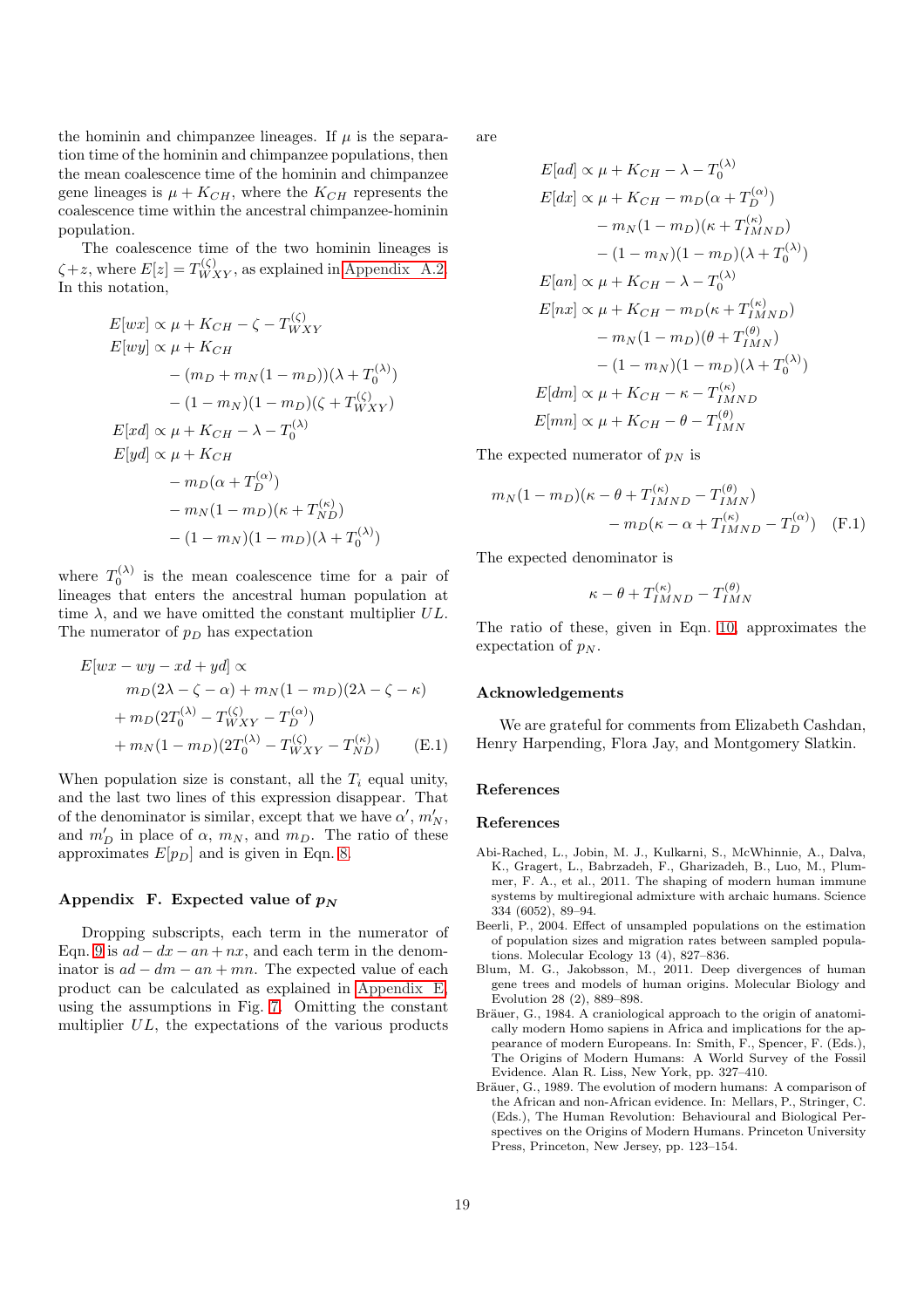the hominin and chimpanzee lineages. If $\mu$ is the separation time of the hominin and chimpanzee populations, then the mean coalescence time of the hominin and chimpanzee gene lineages is $\mu + K_{CH}$, where the $K_{CH}$ represents the coalescence time within the ancestral chimpanzee-hominin population.

The coalescence time of the two hominin lineages is $\zeta + z$, where $E[z] = T^{(\zeta)}_{WXY}$, as explained in Appendix A.2. In this notation,

$$
\begin{aligned}
E[wx] &\propto \mu + K_{CH} - \zeta - T^{(\zeta)}_{WXY} \\
E[wy] &\propto \mu + K_{CH} \\
&\quad - (m_D + m_N(1 - m_D))(\lambda + T^{(\lambda)}_0) \\
&\quad - (1 - m_N)(1 - m_D)(\zeta + T^{(\zeta)}_{WXY}) \\
E[xd] &\propto \mu + K_{CH} - \lambda - T^{(\lambda)}_0 \\
E[yd] &\propto \mu + K_{CH} \\
&\quad - m_D(\alpha + T^{(\alpha)}_D) \\
&\quad - m_N(1 - m_D)(\kappa + T^{(\kappa)}_{ND}) \\
&\quad - (1 - m_N)(1 - m_D)(\lambda + T^{(\lambda)}_0)
\end{aligned}
$$

where $T^{(\lambda)}_0$ is the mean coalescence time for a pair of lineages that enters the ancestral human population at time $\lambda$, and we have omitted the constant multiplier $UL$. The numerator of $p_D$ has expectation

$$
\begin{aligned}
E[wx - wy - xd + yd] &\propto \\
&\quad m_D(2\lambda - \zeta - \alpha) + m_N(1 - m_D)(2\lambda - \zeta - \kappa) \\
&\quad + m_D(2T^{(\lambda)}_0 - T^{(\zeta)}_{WXY} - T^{(\alpha)}_D) \\
&\quad + m_N(1 - m_D)(2T^{(\lambda)}_0 - T^{(\zeta)}_{WXY} - T^{(\kappa)}_{ND}) \qquad \text{(E.1)}
\end{aligned}
$$

When population size is constant, all the $T_i$ equal unity, and the last two lines of this expression disappear. That of the denominator is similar, except that we have $\alpha'$, $m'_N$, and $m'_D$ in place of $\alpha$, $m_N$, and $m_D$. The ratio of these approximates $E[p_D]$ and is given in Eqn. 8.

## Appendix F. Expected value of $p_N$

Dropping subscripts, each term in the numerator of Eqn. 9 is $ad - dx - an + nx$, and each term in the denominator is $ad - dm - an + mn$. The expected value of each product can be calculated as explained in Appendix E, using the assumptions in Fig. 7. Omitting the constant multiplier $UL$, the expectations of the various products are

$$
\begin{aligned}
E[ad] &\propto \mu + K_{CH} - \lambda - T^{(\lambda)}_0 \\
E[dx] &\propto \mu + K_{CH} - m_D(\alpha + T^{(\alpha)}_D) \\
&\quad - m_N(1 - m_D)(\kappa + T^{(\kappa)}_{IMND}) \\
&\quad - (1 - m_N)(1 - m_D)(\lambda + T^{(\lambda)}_0) \\
E[an] &\propto \mu + K_{CH} - \lambda - T^{(\lambda)}_0 \\
E[nx] &\propto \mu + K_{CH} - m_D(\kappa + T^{(\kappa)}_{IMND}) \\
&\quad - m_N(1 - m_D)(\theta + T^{(\theta)}_{IMN}) \\
&\quad - (1 - m_N)(1 - m_D)(\lambda + T^{(\lambda)}_0) \\
E[dm] &\propto \mu + K_{CH} - \kappa - T^{(\kappa)}_{IMND} \\
E[mn] &\propto \mu + K_{CH} - \theta - T^{(\theta)}_{IMN}
\end{aligned}
$$

The expected numerator of $p_N$ is

$$
\begin{aligned}
m_N(1 - m_D)(\kappa - \theta + T^{(\kappa)}_{IMND} - T^{(\theta)}_{IMN}) \\
- m_D(\kappa - \alpha + T^{(\kappa)}_{IMND} - T^{(\alpha)}_D) \qquad \text{(F.1)}
\end{aligned}
$$

The expected denominator is

$$
\kappa - \theta + T^{(\kappa)}_{IMND} - T^{(\theta)}_{IMN}
$$

The ratio of these, given in Eqn. 10, approximates the expectation of $p_N$.

## Acknowledgements

We are grateful for comments from Elizabeth Cashdan, Henry Harpending, Flora Jay, and Montgomery Slatkin.

## References

## References

Abi-Rached, L., Jobin, M. J., Kulkarni, S., McWhinnie, A., Dalva, K., Gragert, L., Babrzadeh, F., Gharizadeh, B., Luo, M., Plummer, F. A., et al., 2011. The shaping of modern human immune systems by multiregional admixture with archaic humans. Science 334 (6052), 89–94.

Beerli, P., 2004. Effect of unsampled populations on the estimation of population sizes and migration rates between sampled populations. Molecular Ecology 13 (4), 827–836.

Blum, M. G., Jakobsson, M., 2011. Deep divergences of human gene trees and models of human origins. Molecular Biology and Evolution 28 (2), 889–898.

Bräuer, G., 1984. A craniological approach to the origin of anatomically modern Homo sapiens in Africa and implications for the appearance of modern Europeans. In: Smith, F., Spencer, F. (Eds.), The Origins of Modern Humans: A World Survey of the Fossil Evidence. Alan R. Liss, New York, pp. 327–410.

Bräuer, G., 1989. The evolution of modern humans: A comparison of the African and non-African evidence. In: Mellars, P., Stringer, C. (Eds.), The Human Revolution: Behavioural and Biological Perspectives on the Origins of Modern Humans. Princeton University Press, Princeton, New Jersey, pp. 123–154.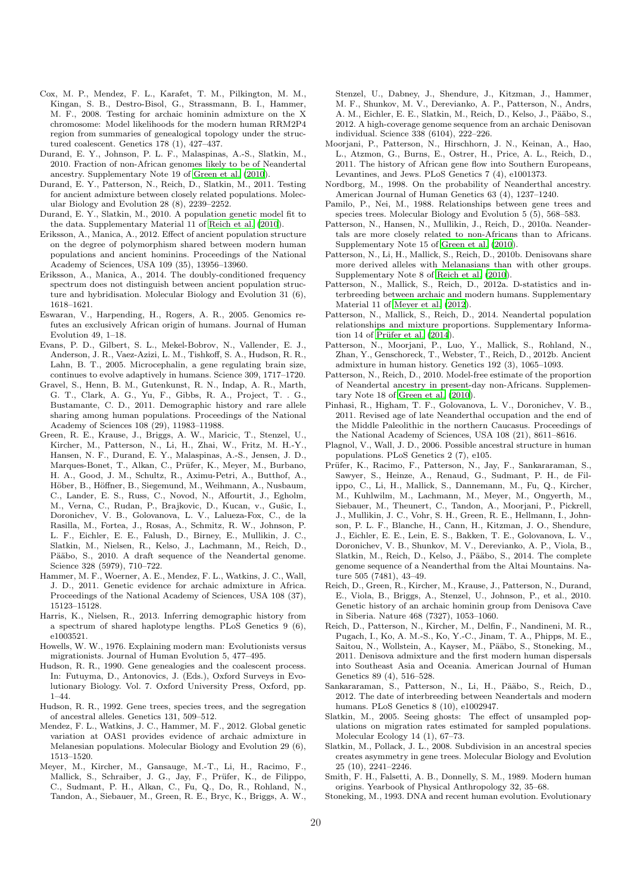Cox, M. P., Mendez, F. L., Karafet, T. M., Pilkington, M. M., Kingan, S. B., Destro-Bisol, G., Strassmann, B. I., Hammer, M. F., 2008. Testing for archaic hominin admixture on the X chromosome: Model likelihoods for the modern human RRM2P4 region from summaries of genealogical topology under the structured coalescent. Genetics 178 (1), 427–437.

Durand, E. Y., Johnson, P. L. F., Malaspinas, A.-S., Slatkin, M., 2010. Fraction of non-African genomes likely to be of Neandertal ancestry. Supplementary Note 19 of Green et al. (2010).

Durand, E. Y., Patterson, N., Reich, D., Slatkin, M., 2011. Testing for ancient admixture between closely related populations. Molecular Biology and Evolution 28 (8), 2239–2252.

Durand, E. Y., Slatkin, M., 2010. A population genetic model fit to the data. Supplementary Material 11 of Reich et al. (2010).

Eriksson, A., Manica, A., 2012. Effect of ancient population structure on the degree of polymorphism shared between modern human populations and ancient hominins. Proceedings of the National Academy of Sciences, USA 109 (35), 13956–13960.

Eriksson, A., Manica, A., 2014. The doubly-conditioned frequency spectrum does not distinguish between ancient population structure and hybridisation. Molecular Biology and Evolution 31 (6), 1618–1621.

Eswaran, V., Harpending, H., Rogers, A. R., 2005. Genomics refutes an exclusively African origin of humans. Journal of Human Evolution 49, 1–18.

Evans, P. D., Gilbert, S. L., Mekel-Bobrov, N., Vallender, E. J., Anderson, J. R., Vaez-Azizi, L. M., Tishkoff, S. A., Hudson, R. R., Lahn, B. T., 2005. Microcephalin, a gene regulating brain size, continues to evolve adaptively in humans. Science 309, 1717–1720.

Gravel, S., Henn, B. M., Gutenkunst, R. N., Indap, A. R., Marth, G. T., Clark, A. G., Yu, F., Gibbs, R. A., Project, T. . G., Bustamante, C. D., 2011. Demographic history and rare allele sharing among human populations. Proceedings of the National Academy of Sciences 108 (29), 11983–11988.

Green, R. E., Krause, J., Briggs, A. W., Maricic, T., Stenzel, U., Kircher, M., Patterson, N., Li, H., Zhai, W., Fritz, M. H.-Y., Hansen, N. F., Durand, E. Y., Malaspinas, A.-S., Jensen, J. D., Marques-Bonet, T., Alkan, C., Prüfer, K., Meyer, M., Burbano, H. A., Good, J. M., Schultz, R., Aximu-Petri, A., Butthof, A., Höber, B., Höffner, B., Siegemund, M., Weihmann, A., Nusbaum, C., Lander, E. S., Russ, C., Novod, N., Affourtit, J., Egholm, M., Verna, C., Rudan, P., Brajkovic, D., Kucan, v., Gušic, I., Doronichev, V. B., Golovanova, L. V., Lalueza-Fox, C., de la Rasilla, M., Fortea, J., Rosas, A., Schmitz, R. W., Johnson, P. L. F., Eichler, E. E., Falush, D., Birney, E., Mullikin, J. C., Slatkin, M., Nielsen, R., Kelso, J., Lachmann, M., Reich, D., Pääbo, S., 2010. A draft sequence of the Neandertal genome. Science 328 (5979), 710–722.

Hammer, M. F., Woerner, A. E., Mendez, F. L., Watkins, J. C., Wall, J. D., 2011. Genetic evidence for archaic admixture in Africa. Proceedings of the National Academy of Sciences, USA 108 (37), 15123–15128.

Harris, K., Nielsen, R., 2013. Inferring demographic history from a spectrum of shared haplotype lengths. PLoS Genetics 9 (6), e1003521.

Howells, W. W., 1976. Explaining modern man: Evolutionists versus migrationists. Journal of Human Evolution 5, 477–495.

Hudson, R. R., 1990. Gene genealogies and the coalescent process. In: Futuyma, D., Antonovics, J. (Eds.), Oxford Surveys in Evolutionary Biology. Vol. 7. Oxford University Press, Oxford, pp. 1–44.

Hudson, R. R., 1992. Gene trees, species trees, and the segregation of ancestral alleles. Genetics 131, 509–512.

Mendez, F. L., Watkins, J. C., Hammer, M. F., 2012. Global genetic variation at OAS1 provides evidence of archaic admixture in Melanesian populations. Molecular Biology and Evolution 29 (6), 1513–1520.

Meyer, M., Kircher, M., Gansauge, M.-T., Li, H., Racimo, F., Mallick, S., Schraiber, J. G., Jay, F., Prüfer, K., de Filippo, C., Sudmant, P. H., Alkan, C., Fu, Q., Do, R., Rohland, N., Tandon, A., Siebauer, M., Green, R. E., Bryc, K., Briggs, A. W., Stenzel, U., Dabney, J., Shendure, J., Kitzman, J., Hammer, M. F., Shunkov, M. V., Derevianko, A. P., Patterson, N., Andrs, A. M., Eichler, E. E., Slatkin, M., Reich, D., Kelso, J., Pääbo, S., 2012. A high-coverage genome sequence from an archaic Denisovan individual. Science 338 (6104), 222–226.

Moorjani, P., Patterson, N., Hirschhorn, J. N., Keinan, A., Hao, L., Atzmon, G., Burns, E., Ostrer, H., Price, A. L., Reich, D., 2011. The history of African gene flow into Southern Europeans, Levantines, and Jews. PLoS Genetics 7 (4), e1001373.

Nordborg, M., 1998. On the probability of Neanderthal ancestry. American Journal of Human Genetics 63 (4), 1237–1240.

Pamilo, P., Nei, M., 1988. Relationships between gene trees and species trees. Molecular Biology and Evolution 5 (5), 568–583.

Patterson, N., Hansen, N., Mullikin, J., Reich, D., 2010a. Neandertals are more closely related to non-Africans than to Africans. Supplementary Note 15 of Green et al. (2010).

Patterson, N., Li, H., Mallick, S., Reich, D., 2010b. Denisovans share more derived alleles with Melanasians than with other groups. Supplementary Note 8 of Reich et al. (2010).

Patterson, N., Mallick, S., Reich, D., 2012a. D-statistics and interbreeding between archaic and modern humans. Supplementary Material 11 of Meyer et al. (2012).

Patterson, N., Mallick, S., Reich, D., 2014. Neandertal population relationships and mixture proportions. Supplementary Information 14 of Prüfer et al. (2014).

Patterson, N., Moorjani, P., Luo, Y., Mallick, S., Rohland, N., Zhan, Y., Genschoreck, T., Webster, T., Reich, D., 2012b. Ancient admixture in human history. Genetics 192 (3), 1065–1093.

Patterson, N., Reich, D., 2010. Model-free estimate of the proportion of Neandertal ancestry in present-day non-Africans. Supplementary Note 18 of Green et al. (2010).

Pinhasi, R., Higham, T. F., Golovanova, L. V., Doronichev, V. B., 2011. Revised age of late Neanderthal occupation and the end of the Middle Paleolithic in the northern Caucasus. Proceedings of the National Academy of Sciences, USA 108 (21), 8611–8616.

Plagnol, V., Wall, J. D., 2006. Possible ancestral structure in human populations. PLoS Genetics 2 (7), e105.

Prüfer, K., Racimo, F., Patterson, N., Jay, F., Sankararaman, S., Sawyer, S., Heinze, A., Renaud, G., Sudmant, P. H., de Filippo, C., Li, H., Mallick, S., Dannemann, M., Fu, Q., Kircher, M., Kuhlwilm, M., Lachmann, M., Meyer, M., Ongyerth, M., Siebauer, M., Theunert, C., Tandon, A., Moorjani, P., Pickrell, J., Mullikin, J. C., Vohr, S. H., Green, R. E., Hellmann, I., Johnson, P. L. F., Blanche, H., Cann, H., Kitzman, J. O., Shendure, J., Eichler, E. E., Lein, E. S., Bakken, T. E., Golovanova, L. V., Doronichev, V. B., Shunkov, M. V., Derevianko, A. P., Viola, B., Slatkin, M., Reich, D., Kelso, J., Pääbo, S., 2014. The complete genome sequence of a Neanderthal from the Altai Mountains. Nature 505 (7481), 43–49.

Reich, D., Green, R., Kircher, M., Krause, J., Patterson, N., Durand, E., Viola, B., Briggs, A., Stenzel, U., Johnson, P., et al., 2010. Genetic history of an archaic hominin group from Denisova Cave in Siberia. Nature 468 (7327), 1053–1060.

Reich, D., Patterson, N., Kircher, M., Delfin, F., Nandineni, M. R., Pugach, I., Ko, A. M.-S., Ko, Y.-C., Jinam, T. A., Phipps, M. E., Saitou, N., Wollstein, A., Kayser, M., Pääbo, S., Stoneking, M., 2011. Denisova admixture and the first modern human dispersals into Southeast Asia and Oceania. American Journal of Human Genetics 89 (4), 516–528.

Sankararaman, S., Patterson, N., Li, H., Pääbo, S., Reich, D., 2012. The date of interbreeding between Neandertals and modern humans. PLoS Genetics 8 (10), e1002947.

Slatkin, M., 2005. Seeing ghosts: The effect of unsampled populations on migration rates estimated for sampled populations. Molecular Ecology 14 (1), 67–73.

Slatkin, M., Pollack, J. L., 2008. Subdivision in an ancestral species creates asymmetry in gene trees. Molecular Biology and Evolution 25 (10), 2241–2246.

Smith, F. H., Falsetti, A. B., Donnelly, S. M., 1989. Modern human origins. Yearbook of Physical Anthropology 32, 35–68.

Stoneking, M., 1993. DNA and recent human evolution. Evolutionary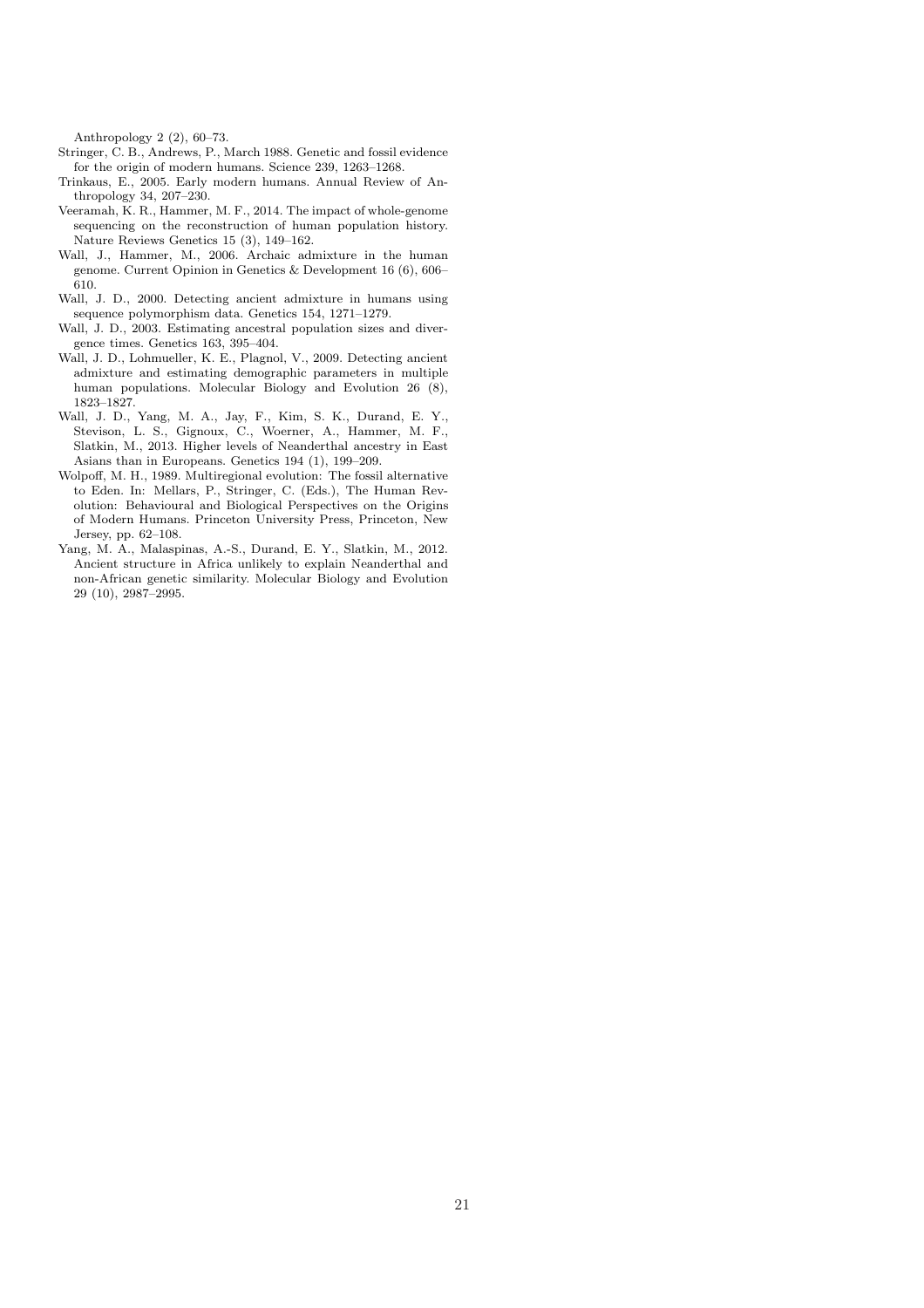Anthropology 2 (2), 60–73.

Stringer, C. B., Andrews, P., March 1988. Genetic and fossil evidence for the origin of modern humans. Science 239, 1263–1268.

Trinkaus, E., 2005. Early modern humans. Annual Review of Anthropology 34, 207–230.

Veeramah, K. R., Hammer, M. F., 2014. The impact of whole-genome sequencing on the reconstruction of human population history. Nature Reviews Genetics 15 (3), 149–162.

Wall, J., Hammer, M., 2006. Archaic admixture in the human genome. Current Opinion in Genetics & Development 16 (6), 606–610.

Wall, J. D., 2000. Detecting ancient admixture in humans using sequence polymorphism data. Genetics 154, 1271–1279.

Wall, J. D., 2003. Estimating ancestral population sizes and divergence times. Genetics 163, 395–404.

Wall, J. D., Lohmueller, K. E., Plagnol, V., 2009. Detecting ancient admixture and estimating demographic parameters in multiple human populations. Molecular Biology and Evolution 26 (8), 1823–1827.

Wall, J. D., Yang, M. A., Jay, F., Kim, S. K., Durand, E. Y., Stevison, L. S., Gignoux, C., Woerner, A., Hammer, M. F., Slatkin, M., 2013. Higher levels of Neanderthal ancestry in East Asians than in Europeans. Genetics 194 (1), 199–209.

Wolpoff, M. H., 1989. Multiregional evolution: The fossil alternative to Eden. In: Mellars, P., Stringer, C. (Eds.), The Human Revolution: Behavioural and Biological Perspectives on the Origins of Modern Humans. Princeton University Press, Princeton, New Jersey, pp. 62–108.

Yang, M. A., Malaspinas, A.-S., Durand, E. Y., Slatkin, M., 2012. Ancient structure in Africa unlikely to explain Neanderthal and non-African genetic similarity. Molecular Biology and Evolution 29 (10), 2987–2995.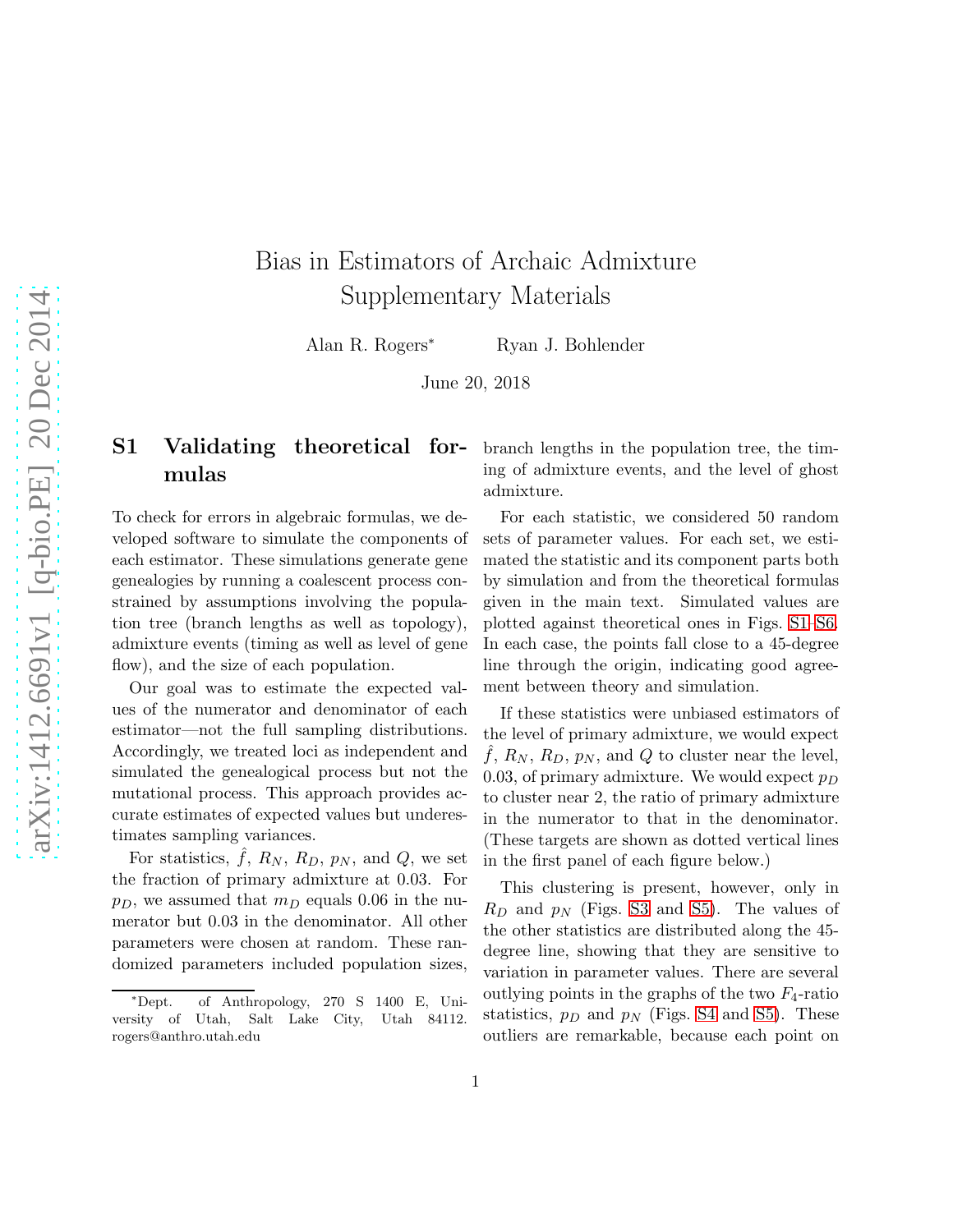# Bias in Estimators of Archaic Admixture Supplementary Materials

Alan R. Rogers* Ryan J. Bohlender

June 20, 2018

## S1 Validating theoretical formulas

To check for errors in algebraic formulas, we developed software to simulate the components of each estimator. These simulations generate gene genealogies by running a coalescent process constrained by assumptions involving the population tree (branch lengths as well as topology), admixture events (timing as well as level of gene flow), and the size of each population.

Our goal was to estimate the expected values of the numerator and denominator of each estimator—not the full sampling distributions. Accordingly, we treated loci as independent and simulated the genealogical process but not the mutational process. This approach provides accurate estimates of expected values but underestimates sampling variances.

For statistics, $\hat{f}$, $R_N$, $R_D$, $p_N$, and $Q$, we set the fraction of primary admixture at 0.03. For $p_D$, we assumed that $m_D$ equals 0.06 in the numerator but 0.03 in the denominator. All other parameters were chosen at random. These randomized parameters included population sizes, branch lengths in the population tree, the timing of admixture events, and the level of ghost admixture.

For each statistic, we considered 50 random sets of parameter values. For each set, we estimated the statistic and its component parts both by simulation and from the theoretical formulas given in the main text. Simulated values are plotted against theoretical ones in Figs. S1–S6. In each case, the points fall close to a 45-degree line through the origin, indicating good agreement between theory and simulation.

If these statistics were unbiased estimators of the level of primary admixture, we would expect $\hat{f}$, $R_N$, $R_D$, $p_N$, and $Q$ to cluster near the level, 0.03, of primary admixture. We would expect $p_D$ to cluster near 2, the ratio of primary admixture in the numerator to that in the denominator. (These targets are shown as dotted vertical lines in the first panel of each figure below.)

This clustering is present, however, only in $R_D$ and $p_N$ (Figs. S3 and S5). The values of the other statistics are distributed along the 45-degree line, showing that they are sensitive to variation in parameter values. There are several outlying points in the graphs of the two $F_4$-ratio statistics, $p_D$ and $p_N$ (Figs. S4 and S5). These outliers are remarkable, because each point on

*Dept. of Anthropology, 270 S 1400 E, University of Utah, Salt Lake City, Utah 84112. rogers@anthro.utah.edu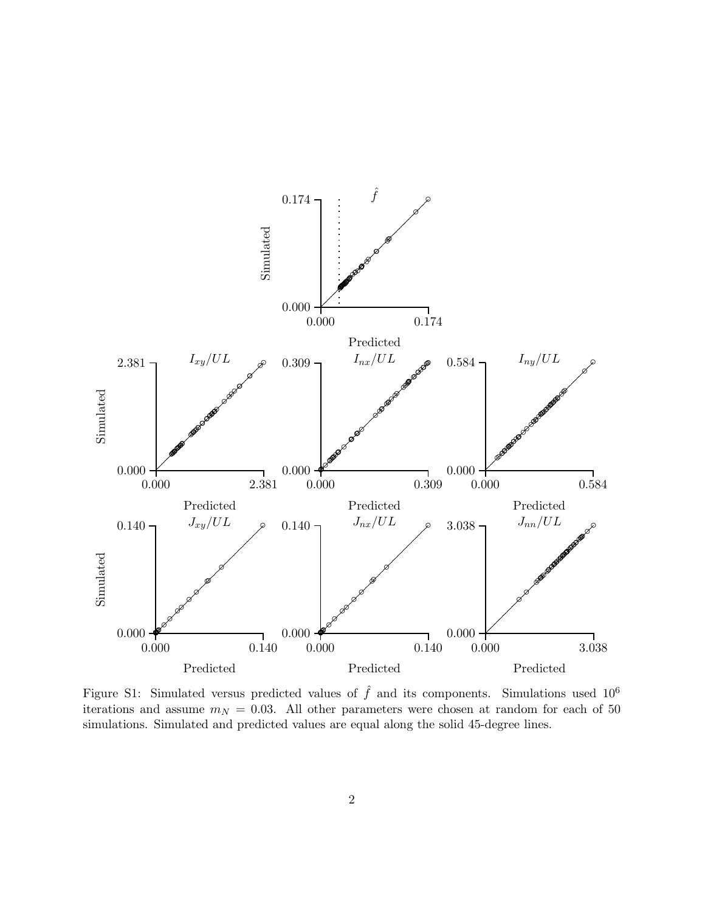Figure S1: Simulated versus predicted values of $\hat{f}$ and its components. Simulations used $10^6$ iterations and assume $m_N = 0.03$. All other parameters were chosen at random for each of 50 simulations. Simulated and predicted values are equal along the solid 45-degree lines.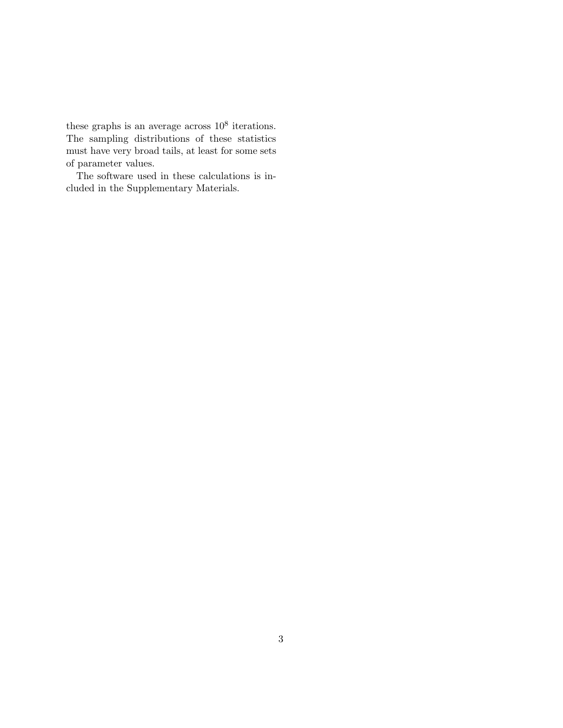these graphs is an average across $10^8$ iterations. The sampling distributions of these statistics must have very broad tails, at least for some sets of parameter values.

The software used in these calculations is included in the Supplementary Materials.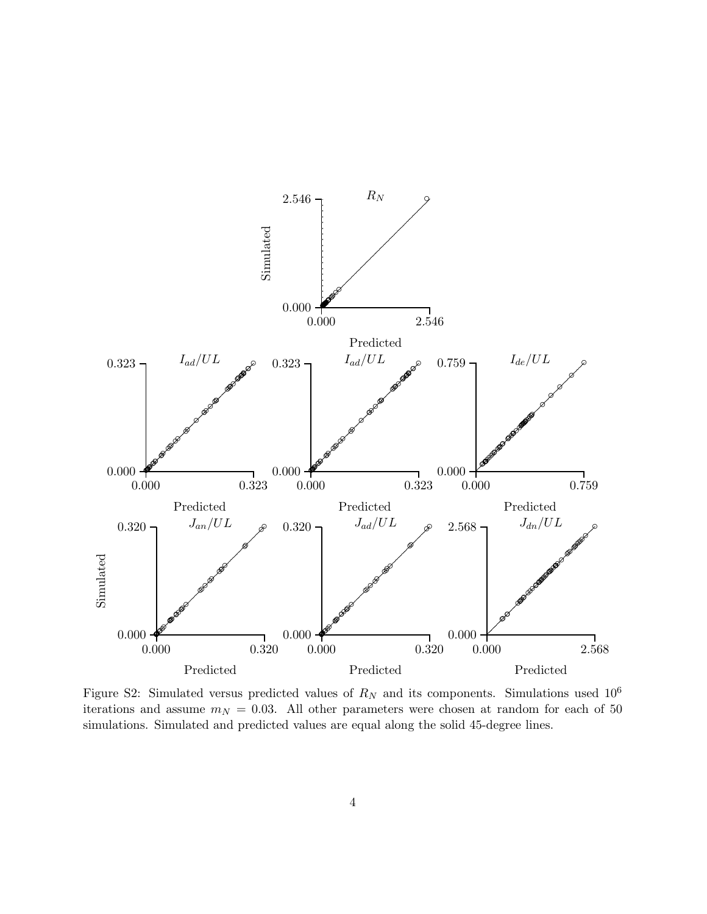Figure S2: Simulated versus predicted values of $R_N$ and its components. Simulations used $10^6$ iterations and assume $m_N = 0.03$. All other parameters were chosen at random for each of 50 simulations. Simulated and predicted values are equal along the solid 45-degree lines.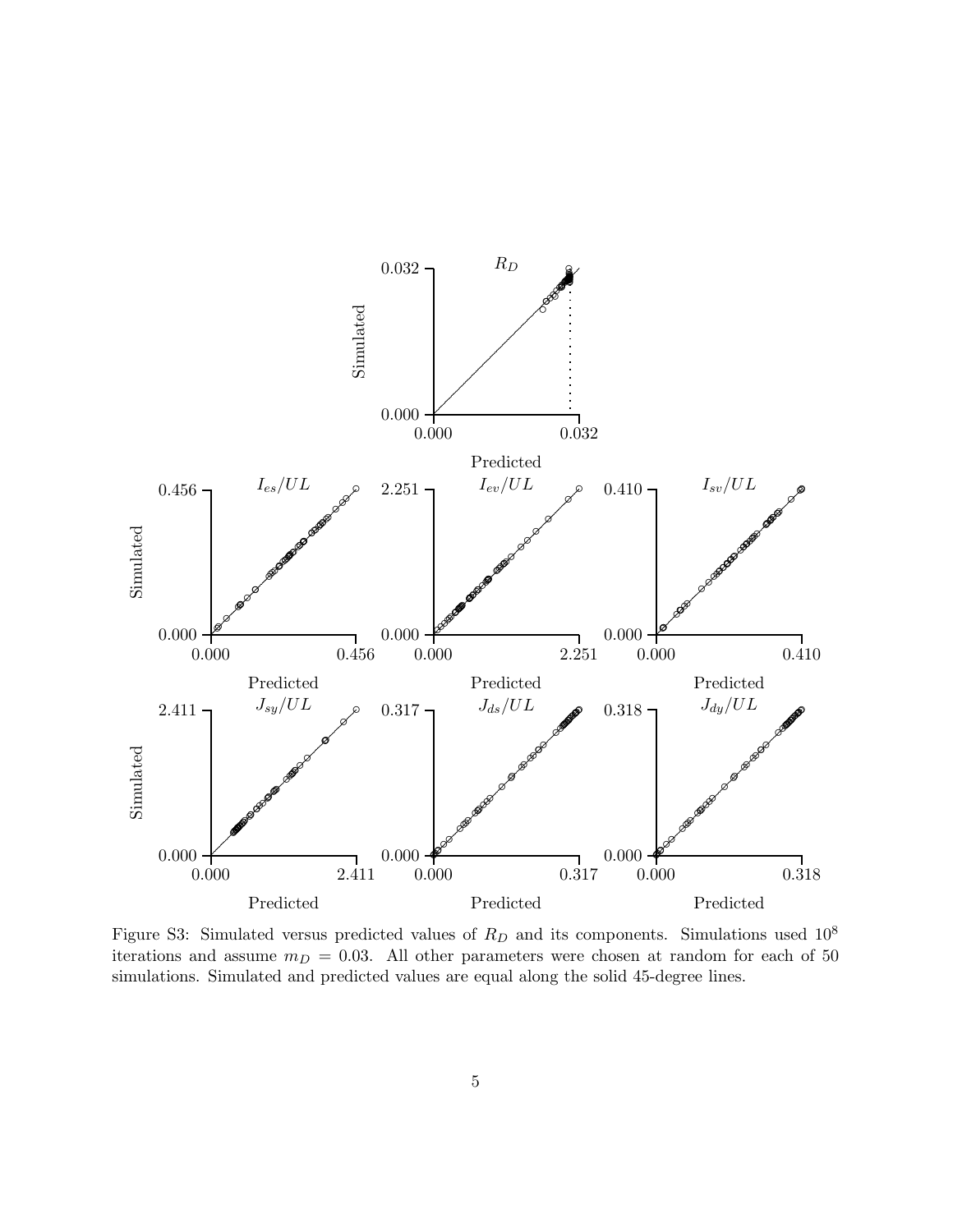Figure S3: Simulated versus predicted values of $R_D$ and its components. Simulations used $10^8$ iterations and assume $m_D = 0.03$. All other parameters were chosen at random for each of 50 simulations. Simulated and predicted values are equal along the solid 45-degree lines.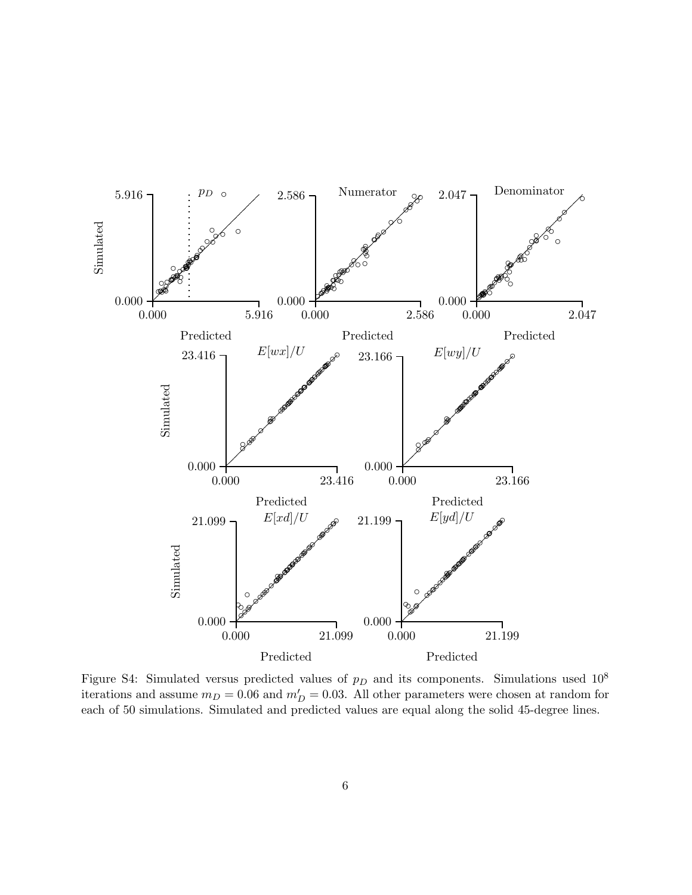Figure S4: Simulated versus predicted values of $p_D$ and its components. Simulations used $10^8$ iterations and assume $m_D = 0.06$ and $m'_D = 0.03$. All other parameters were chosen at random for each of 50 simulations. Simulated and predicted values are equal along the solid 45-degree lines.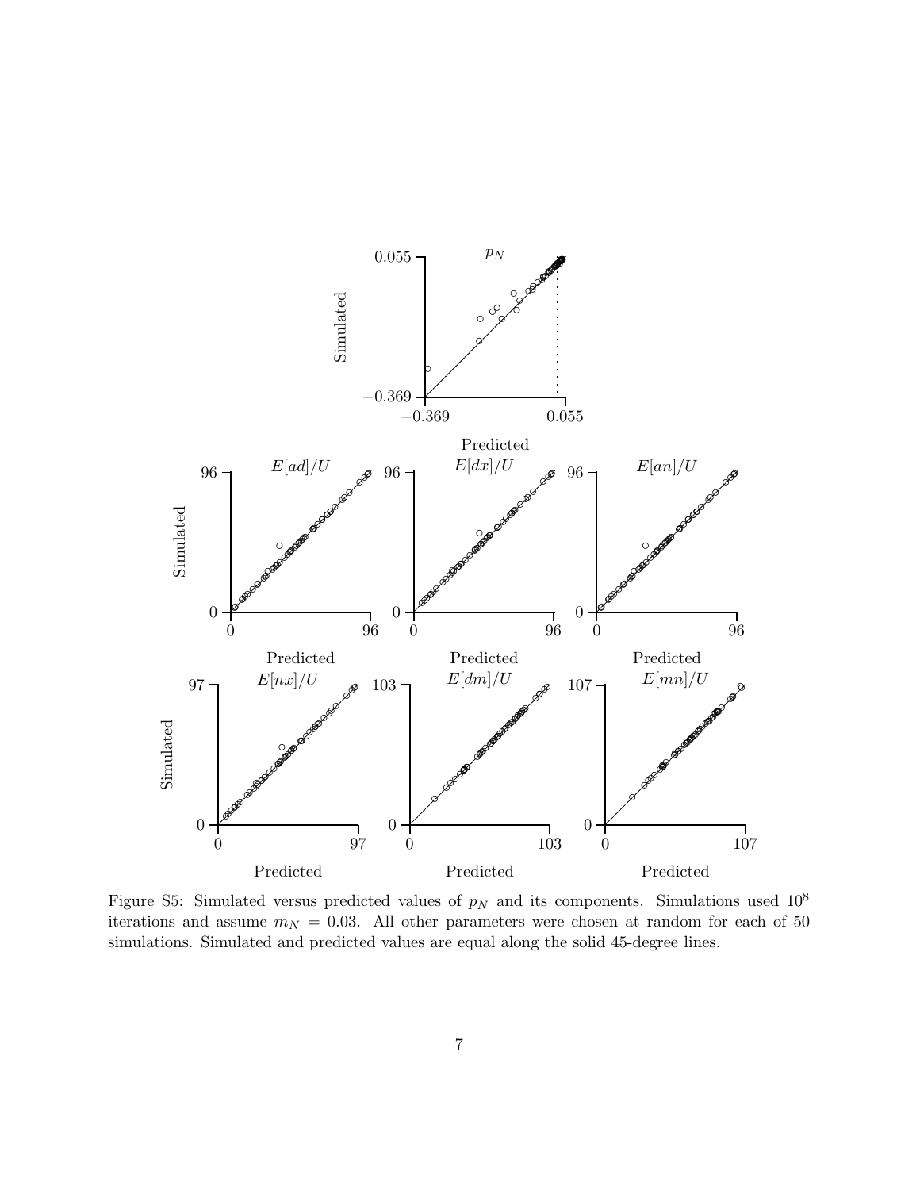Figure S5: Simulated versus predicted values of $p_N$ and its components. Simulations used $10^8$ iterations and assume $m_N = 0.03$. All other parameters were chosen at random for each of 50 simulations. Simulated and predicted values are equal along the solid 45-degree lines.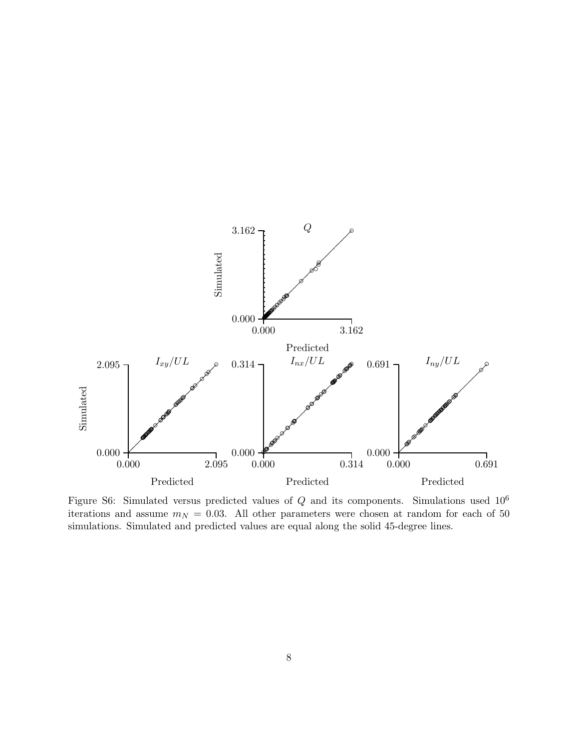$Q$

3.162

Simulated

0.000

0.000

3.162

Predicted

$I_{xy}/UL$

2.095

Simulated

0.000

0.000

2.095

Predicted

$I_{nx}/UL$

0.314

0.000

0.000

0.314

Predicted

$I_{ny}/UL$

0.691

0.000

0.000

0.691

Predicted

Figure S6: Simulated versus predicted values of $Q$ and its components. Simulations used $10^6$ iterations and assume $m_N = 0.03$. All other parameters were chosen at random for each of 50 simulations. Simulated and predicted values are equal along the solid 45-degree lines.